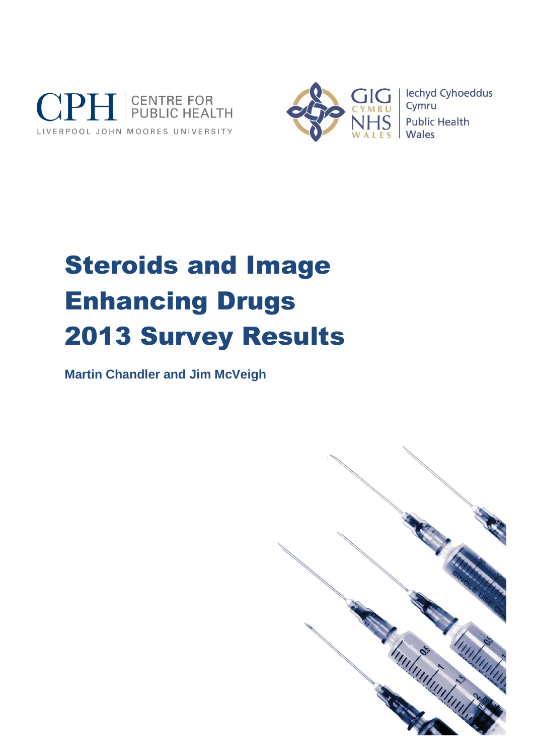CPH | CENTRE FOR PUBLIC HEALTH
LIVERPOOL JOHN MOORES UNIVERSITY

GIG CYMRU NHS WALES | Iechyd Cyhoeddus Cymru Public Health Wales

# Steroids and Image Enhancing Drugs 2013 Survey Results

**Martin Chandler and Jim McVeigh**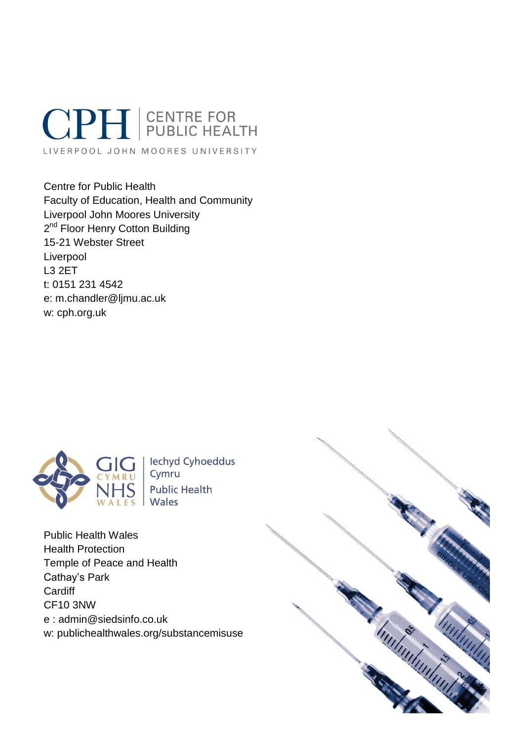CPH | CENTRE FOR PUBLIC HEALTH

LIVERPOOL JOHN MOORES UNIVERSITY

Centre for Public Health
Faculty of Education, Health and Community
Liverpool John Moores University
2nd Floor Henry Cotton Building
15-21 Webster Street
Liverpool
L3 2ET
t: 0151 231 4542
e: m.chandler@ljmu.ac.uk
w: cph.org.uk

GIG CYMRU NHS WALES | Iechyd Cyhoeddus Cymru Public Health Wales

Public Health Wales
Health Protection
Temple of Peace and Health
Cathay's Park
Cardiff
CF10 3NW
e : admin@siedsinfo.co.uk
w: publichealthwales.org/substancemisuse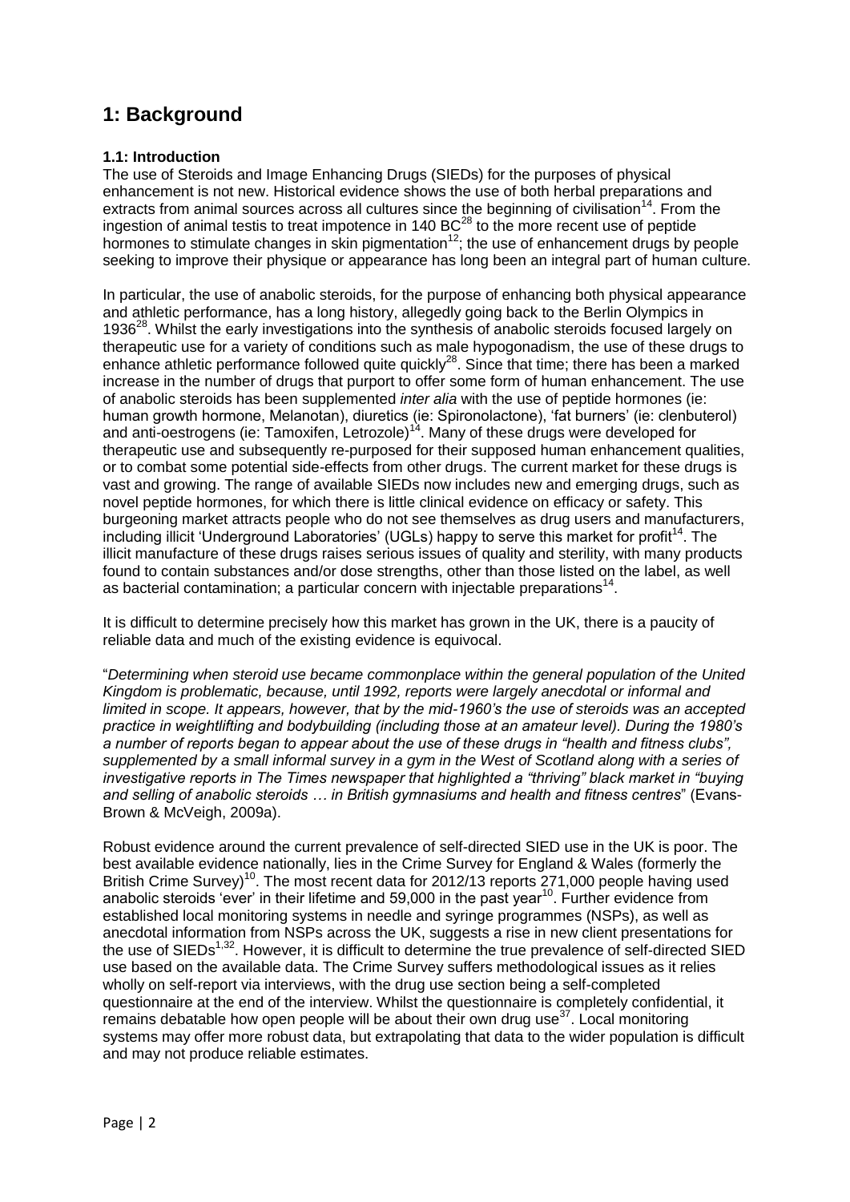# 1: Background

### 1.1: Introduction

The use of Steroids and Image Enhancing Drugs (SIEDs) for the purposes of physical enhancement is not new. Historical evidence shows the use of both herbal preparations and extracts from animal sources across all cultures since the beginning of civilisation[14]. From the ingestion of animal testis to treat impotence in 140 BC[28] to the more recent use of peptide hormones to stimulate changes in skin pigmentation[12]; the use of enhancement drugs by people seeking to improve their physique or appearance has long been an integral part of human culture.

In particular, the use of anabolic steroids, for the purpose of enhancing both physical appearance and athletic performance, has a long history, allegedly going back to the Berlin Olympics in 1936[28]. Whilst the early investigations into the synthesis of anabolic steroids focused largely on therapeutic use for a variety of conditions such as male hypogonadism, the use of these drugs to enhance athletic performance followed quite quickly[28]. Since that time; there has been a marked increase in the number of drugs that purport to offer some form of human enhancement. The use of anabolic steroids has been supplemented *inter alia* with the use of peptide hormones (ie: human growth hormone, Melanotan), diuretics (ie: Spironolactone), 'fat burners' (ie: clenbuterol) and anti-oestrogens (ie: Tamoxifen, Letrozole)[14]. Many of these drugs were developed for therapeutic use and subsequently re-purposed for their supposed human enhancement qualities, or to combat some potential side-effects from other drugs. The current market for these drugs is vast and growing. The range of available SIEDs now includes new and emerging drugs, such as novel peptide hormones, for which there is little clinical evidence on efficacy or safety. This burgeoning market attracts people who do not see themselves as drug users and manufacturers, including illicit 'Underground Laboratories' (UGLs) happy to serve this market for profit[14]. The illicit manufacture of these drugs raises serious issues of quality and sterility, with many products found to contain substances and/or dose strengths, other than those listed on the label, as well as bacterial contamination; a particular concern with injectable preparations[14].

It is difficult to determine precisely how this market has grown in the UK, there is a paucity of reliable data and much of the existing evidence is equivocal.

"*Determining when steroid use became commonplace within the general population of the United Kingdom is problematic, because, until 1992, reports were largely anecdotal or informal and limited in scope. It appears, however, that by the mid-1960's the use of steroids was an accepted practice in weightlifting and bodybuilding (including those at an amateur level). During the 1980's a number of reports began to appear about the use of these drugs in "health and fitness clubs", supplemented by a small informal survey in a gym in the West of Scotland along with a series of investigative reports in The Times newspaper that highlighted a "thriving" black market in "buying and selling of anabolic steroids … in British gymnasiums and health and fitness centres*" (Evans-Brown & McVeigh, 2009a).

Robust evidence around the current prevalence of self-directed SIED use in the UK is poor. The best available evidence nationally, lies in the Crime Survey for England & Wales (formerly the British Crime Survey)[10]. The most recent data for 2012/13 reports 271,000 people having used anabolic steroids 'ever' in their lifetime and 59,000 in the past year[10]. Further evidence from established local monitoring systems in needle and syringe programmes (NSPs), as well as anecdotal information from NSPs across the UK, suggests a rise in new client presentations for the use of SIEDs[1,32]. However, it is difficult to determine the true prevalence of self-directed SIED use based on the available data. The Crime Survey suffers methodological issues as it relies wholly on self-report via interviews, with the drug use section being a self-completed questionnaire at the end of the interview. Whilst the questionnaire is completely confidential, it remains debatable how open people will be about their own drug use[37]. Local monitoring systems may offer more robust data, but extrapolating that data to the wider population is difficult and may not produce reliable estimates.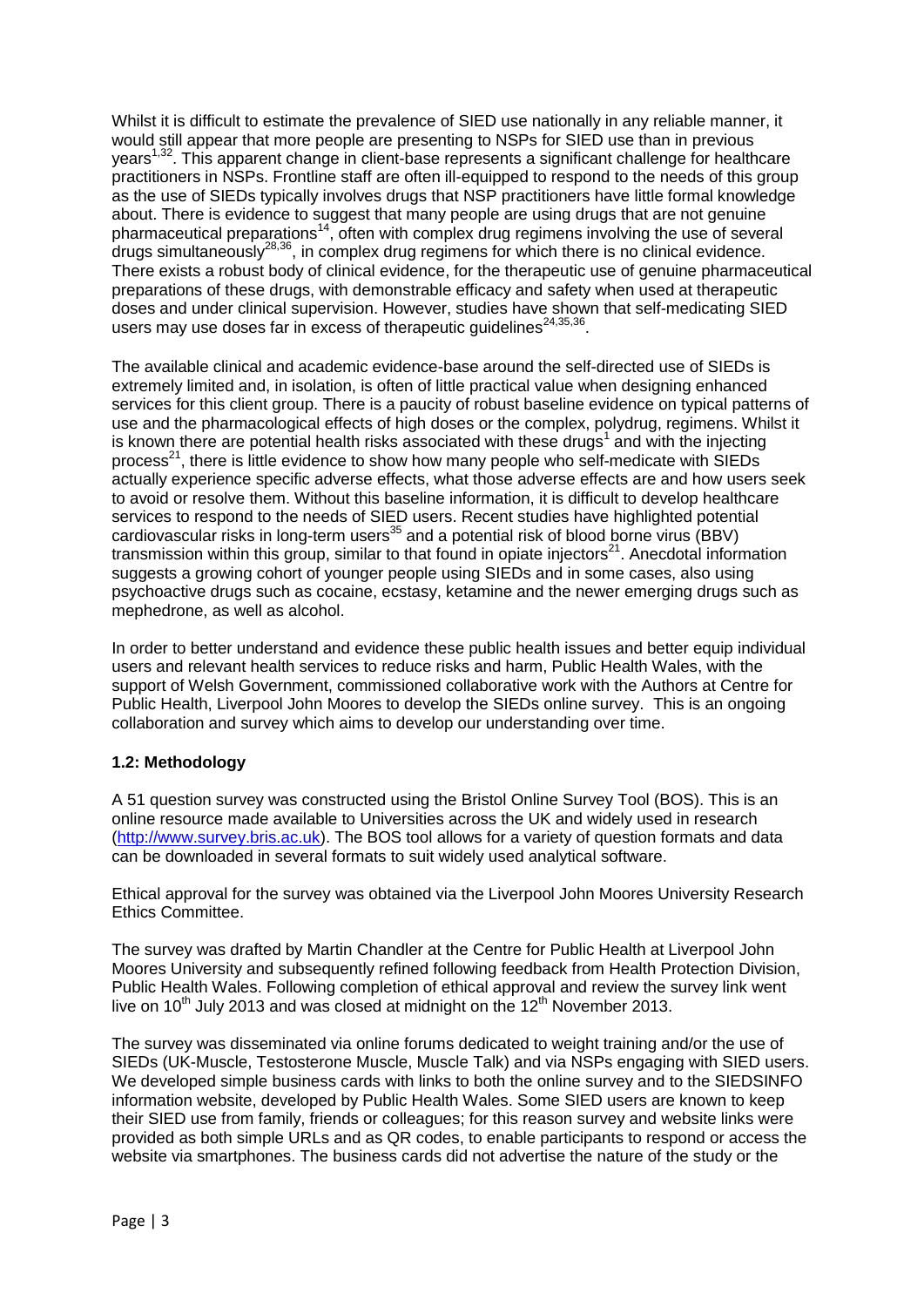Whilst it is difficult to estimate the prevalence of SIED use nationally in any reliable manner, it would still appear that more people are presenting to NSPs for SIED use than in previous years[1,32]. This apparent change in client-base represents a significant challenge for healthcare practitioners in NSPs. Frontline staff are often ill-equipped to respond to the needs of this group as the use of SIEDs typically involves drugs that NSP practitioners have little formal knowledge about. There is evidence to suggest that many people are using drugs that are not genuine pharmaceutical preparations[14], often with complex drug regimens involving the use of several drugs simultaneously[28,36], in complex drug regimens for which there is no clinical evidence. There exists a robust body of clinical evidence, for the therapeutic use of genuine pharmaceutical preparations of these drugs, with demonstrable efficacy and safety when used at therapeutic doses and under clinical supervision. However, studies have shown that self-medicating SIED users may use doses far in excess of therapeutic guidelines[24,35,36].

The available clinical and academic evidence-base around the self-directed use of SIEDs is extremely limited and, in isolation, is often of little practical value when designing enhanced services for this client group. There is a paucity of robust baseline evidence on typical patterns of use and the pharmacological effects of high doses or the complex, polydrug, regimens. Whilst it is known there are potential health risks associated with these drugs[1] and with the injecting process[21], there is little evidence to show how many people who self-medicate with SIEDs actually experience specific adverse effects, what those adverse effects are and how users seek to avoid or resolve them. Without this baseline information, it is difficult to develop healthcare services to respond to the needs of SIED users. Recent studies have highlighted potential cardiovascular risks in long-term users[35] and a potential risk of blood borne virus (BBV) transmission within this group, similar to that found in opiate injectors[21]. Anecdotal information suggests a growing cohort of younger people using SIEDs and in some cases, also using psychoactive drugs such as cocaine, ecstasy, ketamine and the newer emerging drugs such as mephedrone, as well as alcohol.

In order to better understand and evidence these public health issues and better equip individual users and relevant health services to reduce risks and harm, Public Health Wales, with the support of Welsh Government, commissioned collaborative work with the Authors at Centre for Public Health, Liverpool John Moores to develop the SIEDs online survey. This is an ongoing collaboration and survey which aims to develop our understanding over time.

### 1.2: Methodology

A 51 question survey was constructed using the Bristol Online Survey Tool (BOS). This is an online resource made available to Universities across the UK and widely used in research (http://www.survey.bris.ac.uk). The BOS tool allows for a variety of question formats and data can be downloaded in several formats to suit widely used analytical software.

Ethical approval for the survey was obtained via the Liverpool John Moores University Research Ethics Committee.

The survey was drafted by Martin Chandler at the Centre for Public Health at Liverpool John Moores University and subsequently refined following feedback from Health Protection Division, Public Health Wales. Following completion of ethical approval and review the survey link went live on 10th July 2013 and was closed at midnight on the 12th November 2013.

The survey was disseminated via online forums dedicated to weight training and/or the use of SIEDs (UK-Muscle, Testosterone Muscle, Muscle Talk) and via NSPs engaging with SIED users. We developed simple business cards with links to both the online survey and to the SIEDSINFO information website, developed by Public Health Wales. Some SIED users are known to keep their SIED use from family, friends or colleagues; for this reason survey and website links were provided as both simple URLs and as QR codes, to enable participants to respond or access the website via smartphones. The business cards did not advertise the nature of the study or the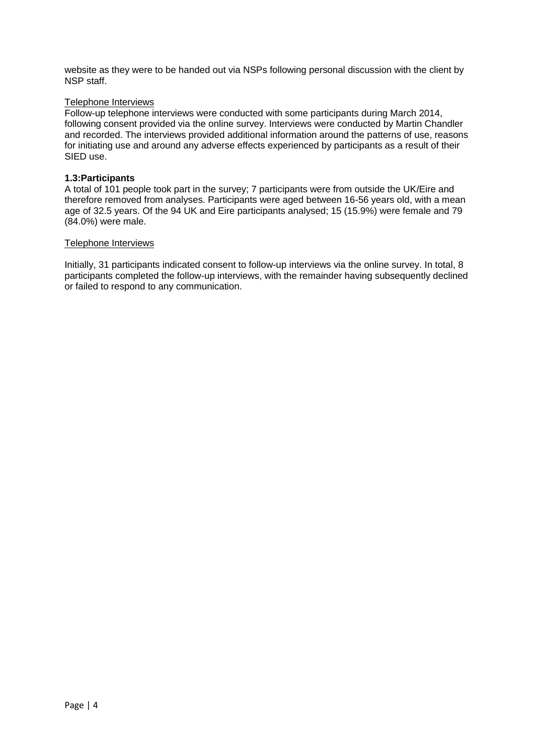website as they were to be handed out via NSPs following personal discussion with the client by NSP staff.

Telephone Interviews

Follow-up telephone interviews were conducted with some participants during March 2014, following consent provided via the online survey. Interviews were conducted by Martin Chandler and recorded. The interviews provided additional information around the patterns of use, reasons for initiating use and around any adverse effects experienced by participants as a result of their SIED use.

### 1.3:Participants

A total of 101 people took part in the survey; 7 participants were from outside the UK/Eire and therefore removed from analyses. Participants were aged between 16-56 years old, with a mean age of 32.5 years. Of the 94 UK and Eire participants analysed; 15 (15.9%) were female and 79 (84.0%) were male.

Telephone Interviews

Initially, 31 participants indicated consent to follow-up interviews via the online survey. In total, 8 participants completed the follow-up interviews, with the remainder having subsequently declined or failed to respond to any communication.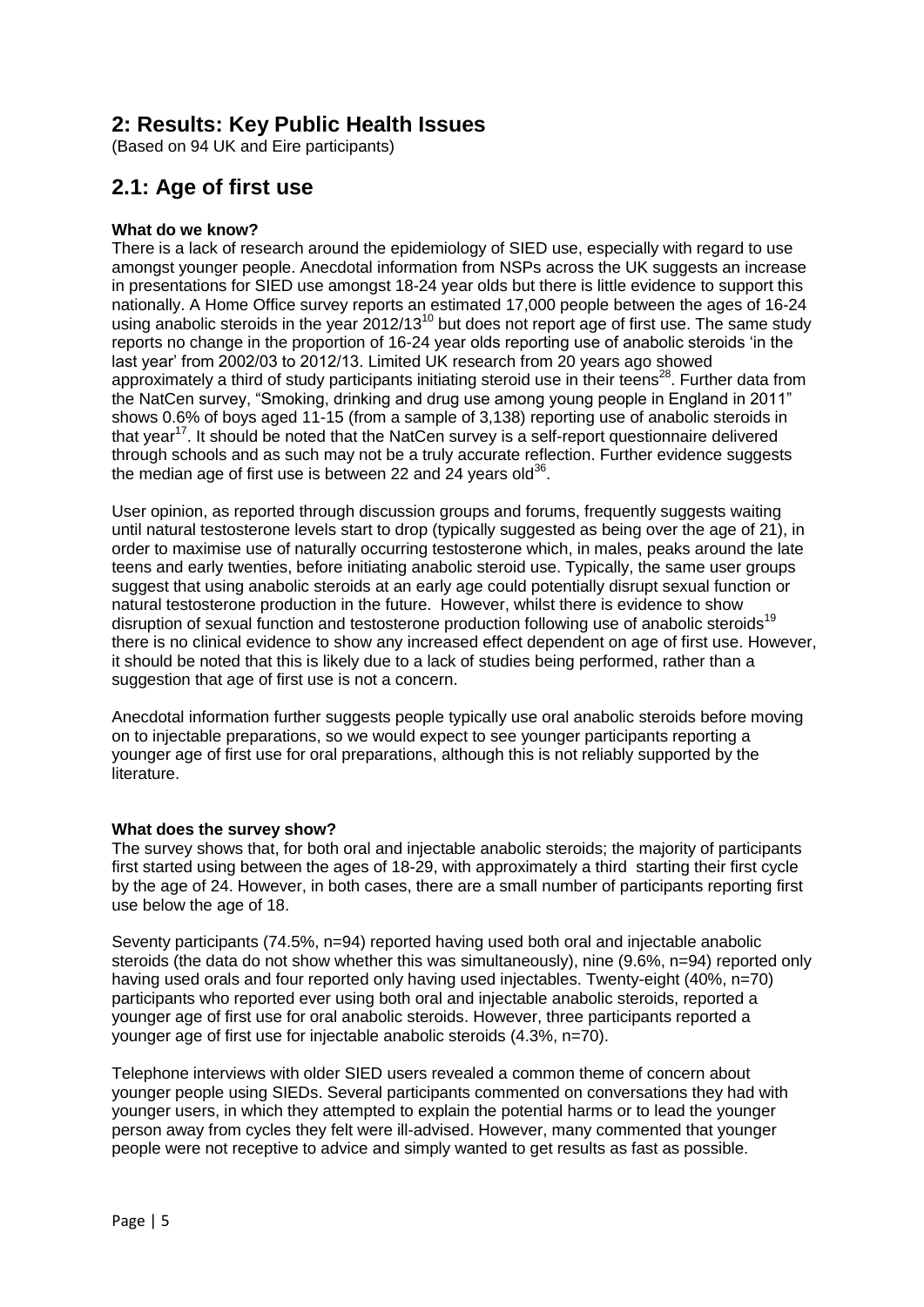## 2: Results: Key Public Health Issues

(Based on 94 UK and Eire participants)

## 2.1: Age of first use

**What do we know?**

There is a lack of research around the epidemiology of SIED use, especially with regard to use amongst younger people. Anecdotal information from NSPs across the UK suggests an increase in presentations for SIED use amongst 18-24 year olds but there is little evidence to support this nationally. A Home Office survey reports an estimated 17,000 people between the ages of 16-24 using anabolic steroids in the year 2012/13[10] but does not report age of first use. The same study reports no change in the proportion of 16-24 year olds reporting use of anabolic steroids 'in the last year' from 2002/03 to 2012/13. Limited UK research from 20 years ago showed approximately a third of study participants initiating steroid use in their teens[28]. Further data from the NatCen survey, "Smoking, drinking and drug use among young people in England in 2011" shows 0.6% of boys aged 11-15 (from a sample of 3,138) reporting use of anabolic steroids in that year[17]. It should be noted that the NatCen survey is a self-report questionnaire delivered through schools and as such may not be a truly accurate reflection. Further evidence suggests the median age of first use is between 22 and 24 years old[36].

User opinion, as reported through discussion groups and forums, frequently suggests waiting until natural testosterone levels start to drop (typically suggested as being over the age of 21), in order to maximise use of naturally occurring testosterone which, in males, peaks around the late teens and early twenties, before initiating anabolic steroid use. Typically, the same user groups suggest that using anabolic steroids at an early age could potentially disrupt sexual function or natural testosterone production in the future. However, whilst there is evidence to show disruption of sexual function and testosterone production following use of anabolic steroids[19] there is no clinical evidence to show any increased effect dependent on age of first use. However, it should be noted that this is likely due to a lack of studies being performed, rather than a suggestion that age of first use is not a concern.

Anecdotal information further suggests people typically use oral anabolic steroids before moving on to injectable preparations, so we would expect to see younger participants reporting a younger age of first use for oral preparations, although this is not reliably supported by the literature.

**What does the survey show?**

The survey shows that, for both oral and injectable anabolic steroids; the majority of participants first started using between the ages of 18-29, with approximately a third starting their first cycle by the age of 24. However, in both cases, there are a small number of participants reporting first use below the age of 18.

Seventy participants (74.5%, n=94) reported having used both oral and injectable anabolic steroids (the data do not show whether this was simultaneously), nine (9.6%, n=94) reported only having used orals and four reported only having used injectables. Twenty-eight (40%, n=70) participants who reported ever using both oral and injectable anabolic steroids, reported a younger age of first use for oral anabolic steroids. However, three participants reported a younger age of first use for injectable anabolic steroids (4.3%, n=70).

Telephone interviews with older SIED users revealed a common theme of concern about younger people using SIEDs. Several participants commented on conversations they had with younger users, in which they attempted to explain the potential harms or to lead the younger person away from cycles they felt were ill-advised. However, many commented that younger people were not receptive to advice and simply wanted to get results as fast as possible.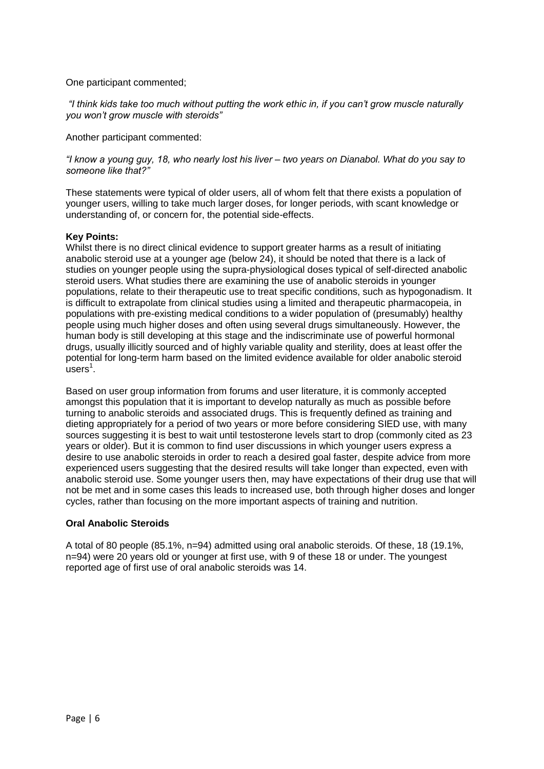One participant commented;

*"I think kids take too much without putting the work ethic in, if you can't grow muscle naturally you won't grow muscle with steroids"*

Another participant commented:

*"I know a young guy, 18, who nearly lost his liver – two years on Dianabol. What do you say to someone like that?"*

These statements were typical of older users, all of whom felt that there exists a population of younger users, willing to take much larger doses, for longer periods, with scant knowledge or understanding of, or concern for, the potential side-effects.

**Key Points:**
Whilst there is no direct clinical evidence to support greater harms as a result of initiating anabolic steroid use at a younger age (below 24), it should be noted that there is a lack of studies on younger people using the supra-physiological doses typical of self-directed anabolic steroid users. What studies there are examining the use of anabolic steroids in younger populations, relate to their therapeutic use to treat specific conditions, such as hypogonadism. It is difficult to extrapolate from clinical studies using a limited and therapeutic pharmacopeia, in populations with pre-existing medical conditions to a wider population of (presumably) healthy people using much higher doses and often using several drugs simultaneously. However, the human body is still developing at this stage and the indiscriminate use of powerful hormonal drugs, usually illicitly sourced and of highly variable quality and sterility, does at least offer the potential for long-term harm based on the limited evidence available for older anabolic steroid users[1].

Based on user group information from forums and user literature, it is commonly accepted amongst this population that it is important to develop naturally as much as possible before turning to anabolic steroids and associated drugs. This is frequently defined as training and dieting appropriately for a period of two years or more before considering SIED use, with many sources suggesting it is best to wait until testosterone levels start to drop (commonly cited as 23 years or older). But it is common to find user discussions in which younger users express a desire to use anabolic steroids in order to reach a desired goal faster, despite advice from more experienced users suggesting that the desired results will take longer than expected, even with anabolic steroid use. Some younger users then, may have expectations of their drug use that will not be met and in some cases this leads to increased use, both through higher doses and longer cycles, rather than focusing on the more important aspects of training and nutrition.

**Oral Anabolic Steroids**

A total of 80 people (85.1%, n=94) admitted using oral anabolic steroids. Of these, 18 (19.1%, n=94) were 20 years old or younger at first use, with 9 of these 18 or under. The youngest reported age of first use of oral anabolic steroids was 14.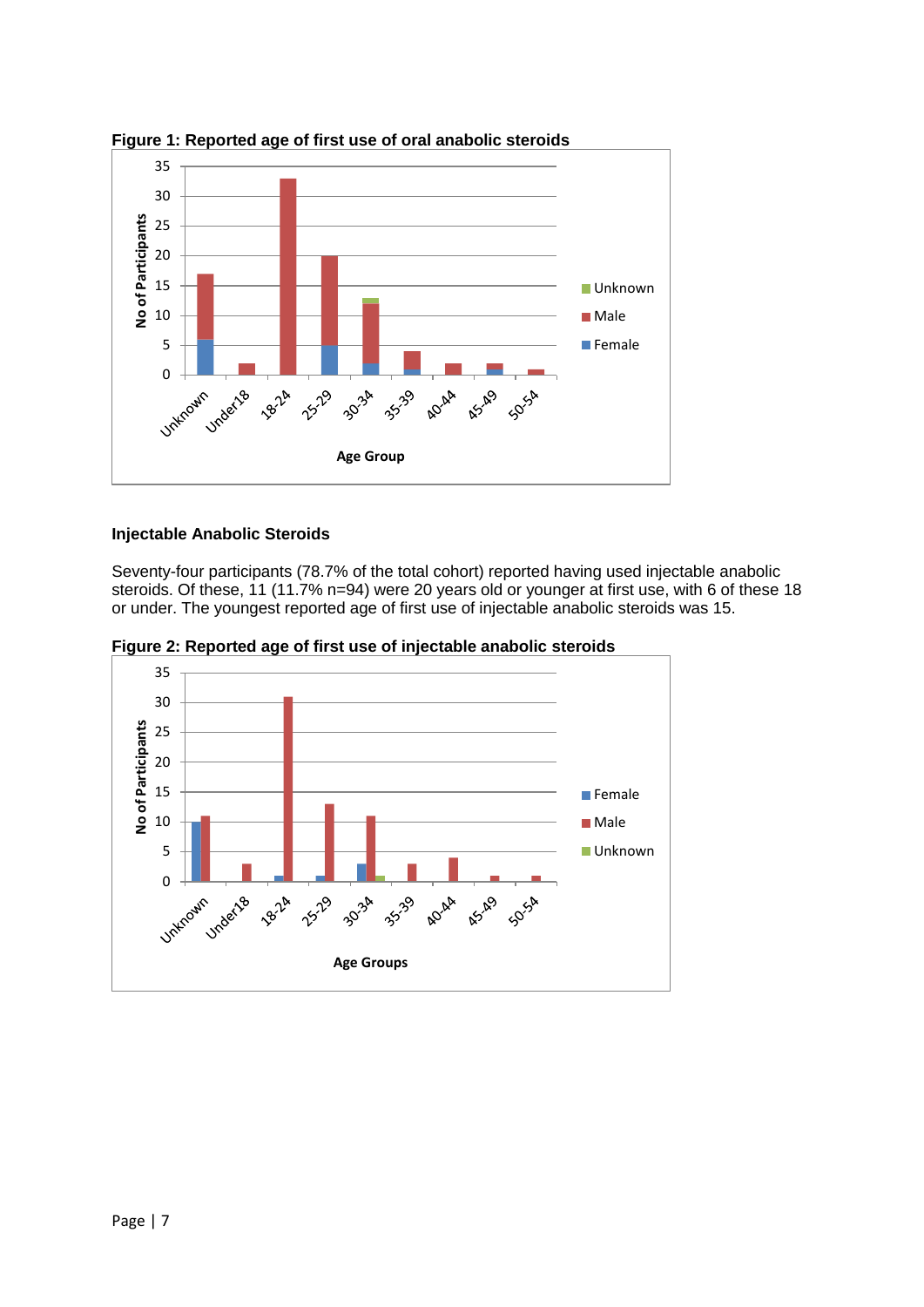**Figure 1: Reported age of first use of oral anabolic steroids**

No of Participants

35
30
25
20
15
10
5
0

Unknown
Under18
18-24
25-29
30-34
35-39
40-44
45-49
50-54

Age Group

Unknown
Male
Female

### Injectable Anabolic Steroids

Seventy-four participants (78.7% of the total cohort) reported having used injectable anabolic steroids. Of these, 11 (11.7% n=94) were 20 years old or younger at first use, with 6 of these 18 or under. The youngest reported age of first use of injectable anabolic steroids was 15.

**Figure 2: Reported age of first use of injectable anabolic steroids**

No of Participants

35
30
25
20
15
10
5
0

Unknown
Under18
18-24
25-29
30-34
35-39
40-44
45-49
50-54

Age Groups

Female
Male
Unknown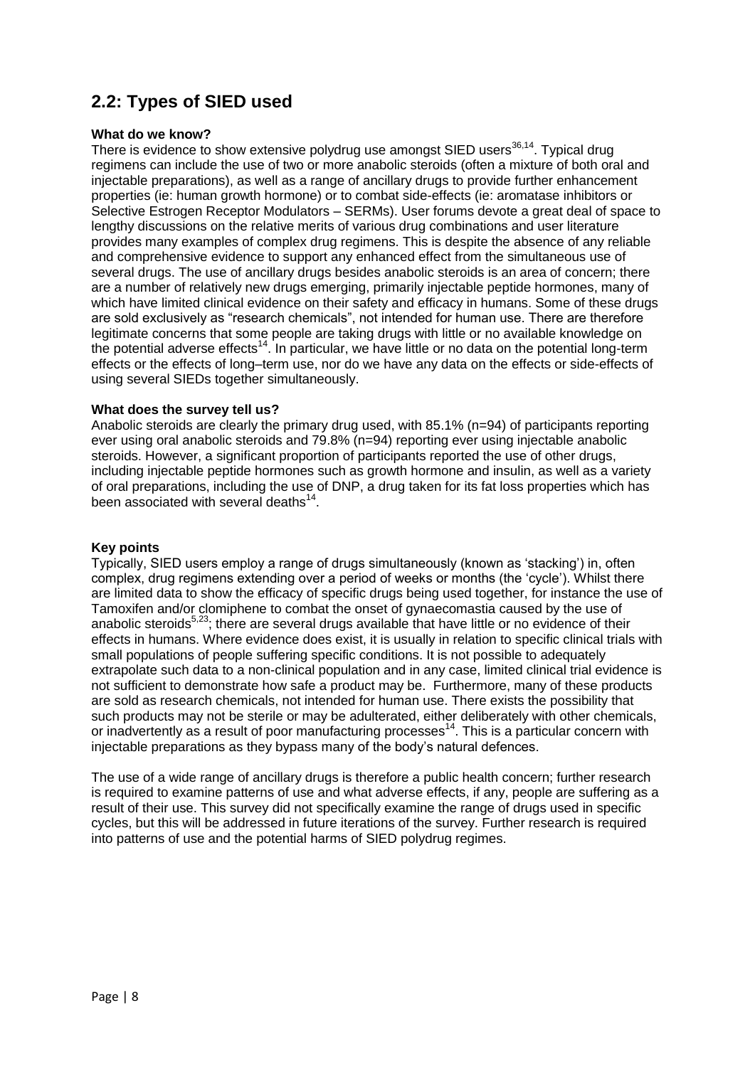## 2.2: Types of SIED used

**What do we know?**

There is evidence to show extensive polydrug use amongst SIED users[36,14]. Typical drug regimens can include the use of two or more anabolic steroids (often a mixture of both oral and injectable preparations), as well as a range of ancillary drugs to provide further enhancement properties (ie: human growth hormone) or to combat side-effects (ie: aromatase inhibitors or Selective Estrogen Receptor Modulators – SERMs). User forums devote a great deal of space to lengthy discussions on the relative merits of various drug combinations and user literature provides many examples of complex drug regimens. This is despite the absence of any reliable and comprehensive evidence to support any enhanced effect from the simultaneous use of several drugs. The use of ancillary drugs besides anabolic steroids is an area of concern; there are a number of relatively new drugs emerging, primarily injectable peptide hormones, many of which have limited clinical evidence on their safety and efficacy in humans. Some of these drugs are sold exclusively as "research chemicals", not intended for human use. There are therefore legitimate concerns that some people are taking drugs with little or no available knowledge on the potential adverse effects[14]. In particular, we have little or no data on the potential long-term effects or the effects of long–term use, nor do we have any data on the effects or side-effects of using several SIEDs together simultaneously.

**What does the survey tell us?**

Anabolic steroids are clearly the primary drug used, with 85.1% (n=94) of participants reporting ever using oral anabolic steroids and 79.8% (n=94) reporting ever using injectable anabolic steroids. However, a significant proportion of participants reported the use of other drugs, including injectable peptide hormones such as growth hormone and insulin, as well as a variety of oral preparations, including the use of DNP, a drug taken for its fat loss properties which has been associated with several deaths[14].

**Key points**

Typically, SIED users employ a range of drugs simultaneously (known as 'stacking') in, often complex, drug regimens extending over a period of weeks or months (the 'cycle'). Whilst there are limited data to show the efficacy of specific drugs being used together, for instance the use of Tamoxifen and/or clomiphene to combat the onset of gynaecomastia caused by the use of anabolic steroids[5,23]; there are several drugs available that have little or no evidence of their effects in humans. Where evidence does exist, it is usually in relation to specific clinical trials with small populations of people suffering specific conditions. It is not possible to adequately extrapolate such data to a non-clinical population and in any case, limited clinical trial evidence is not sufficient to demonstrate how safe a product may be. Furthermore, many of these products are sold as research chemicals, not intended for human use. There exists the possibility that such products may not be sterile or may be adulterated, either deliberately with other chemicals, or inadvertently as a result of poor manufacturing processes[14]. This is a particular concern with injectable preparations as they bypass many of the body's natural defences.

The use of a wide range of ancillary drugs is therefore a public health concern; further research is required to examine patterns of use and what adverse effects, if any, people are suffering as a result of their use. This survey did not specifically examine the range of drugs used in specific cycles, but this will be addressed in future iterations of the survey. Further research is required into patterns of use and the potential harms of SIED polydrug regimes.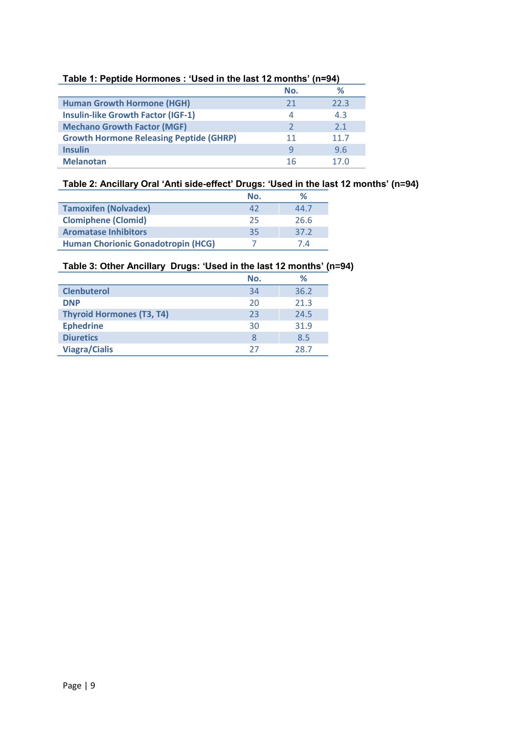**Table 1: Peptide Hormones : 'Used in the last 12 months' (n=94)**

| | No. | % |
|---|---|---|
| Human Growth Hormone (HGH) | 21 | 22.3 |
| Insulin-like Growth Factor (IGF-1) | 4 | 4.3 |
| Mechano Growth Factor (MGF) | 2 | 2.1 |
| Growth Hormone Releasing Peptide (GHRP) | 11 | 11.7 |
| Insulin | 9 | 9.6 |
| Melanotan | 16 | 17.0 |

**Table 2: Ancillary Oral 'Anti side-effect' Drugs: 'Used in the last 12 months' (n=94)**

| | No. | % |
|---|---|---|
| Tamoxifen (Nolvadex) | 42 | 44.7 |
| Clomiphene (Clomid) | 25 | 26.6 |
| Aromatase Inhibitors | 35 | 37.2 |
| Human Chorionic Gonadotropin (HCG) | 7 | 7.4 |

**Table 3: Other Ancillary Drugs: 'Used in the last 12 months' (n=94)**

| | No. | % |
|---|---|---|
| Clenbuterol | 34 | 36.2 |
| DNP | 20 | 21.3 |
| Thyroid Hormones (T3, T4) | 23 | 24.5 |
| Ephedrine | 30 | 31.9 |
| Diuretics | 8 | 8.5 |
| Viagra/Cialis | 27 | 28.7 |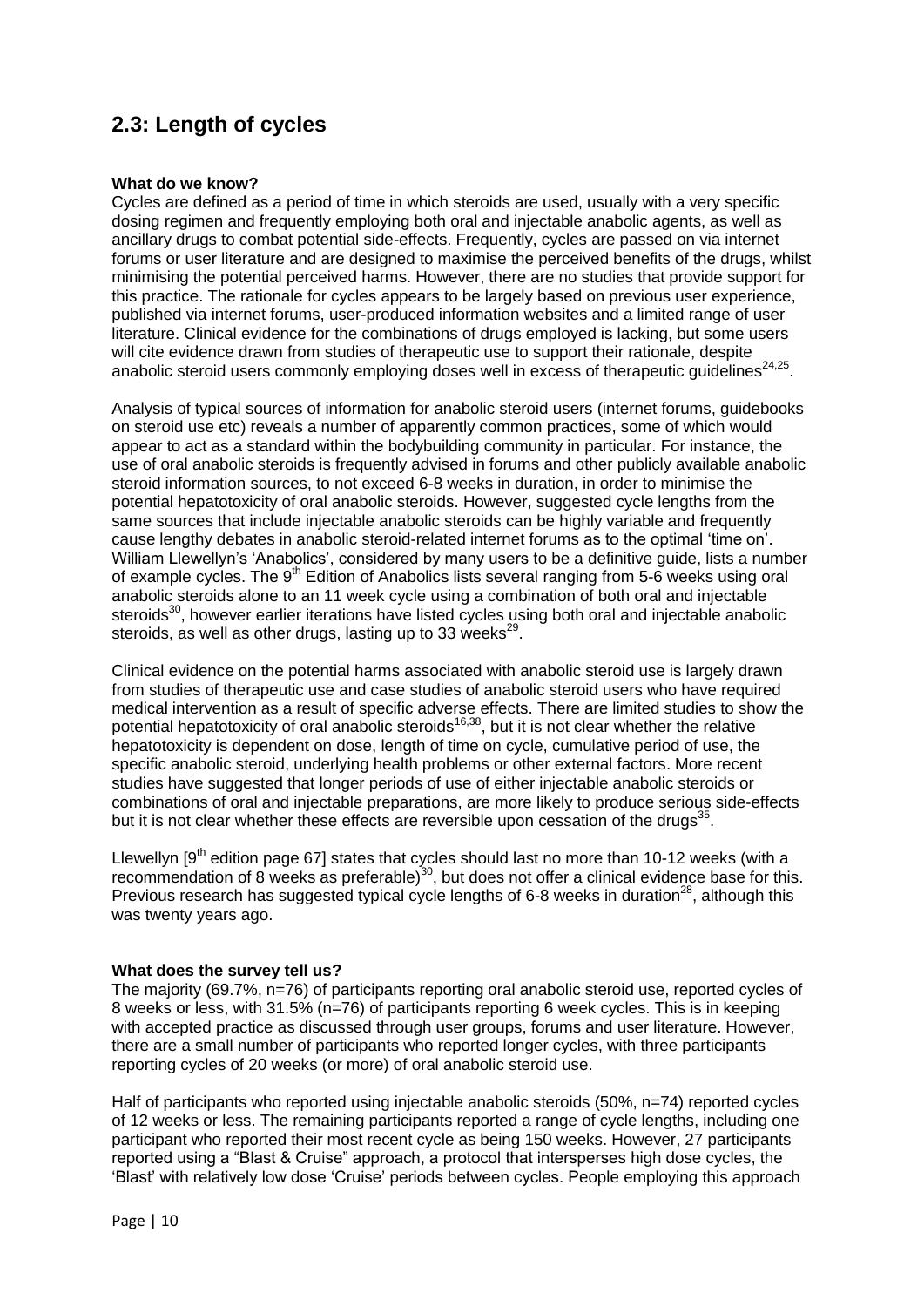## 2.3: Length of cycles

**What do we know?**

Cycles are defined as a period of time in which steroids are used, usually with a very specific dosing regimen and frequently employing both oral and injectable anabolic agents, as well as ancillary drugs to combat potential side-effects. Frequently, cycles are passed on via internet forums or user literature and are designed to maximise the perceived benefits of the drugs, whilst minimising the potential perceived harms. However, there are no studies that provide support for this practice. The rationale for cycles appears to be largely based on previous user experience, published via internet forums, user-produced information websites and a limited range of user literature. Clinical evidence for the combinations of drugs employed is lacking, but some users will cite evidence drawn from studies of therapeutic use to support their rationale, despite anabolic steroid users commonly employing doses well in excess of therapeutic guidelines[24,25].

Analysis of typical sources of information for anabolic steroid users (internet forums, guidebooks on steroid use etc) reveals a number of apparently common practices, some of which would appear to act as a standard within the bodybuilding community in particular. For instance, the use of oral anabolic steroids is frequently advised in forums and other publicly available anabolic steroid information sources, to not exceed 6-8 weeks in duration, in order to minimise the potential hepatotoxicity of oral anabolic steroids. However, suggested cycle lengths from the same sources that include injectable anabolic steroids can be highly variable and frequently cause lengthy debates in anabolic steroid-related internet forums as to the optimal 'time on'. William Llewellyn's 'Anabolics', considered by many users to be a definitive guide, lists a number of example cycles. The 9th Edition of Anabolics lists several ranging from 5-6 weeks using oral anabolic steroids alone to an 11 week cycle using a combination of both oral and injectable steroids[30], however earlier iterations have listed cycles using both oral and injectable anabolic steroids, as well as other drugs, lasting up to 33 weeks[29].

Clinical evidence on the potential harms associated with anabolic steroid use is largely drawn from studies of therapeutic use and case studies of anabolic steroid users who have required medical intervention as a result of specific adverse effects. There are limited studies to show the potential hepatotoxicity of oral anabolic steroids[16,38], but it is not clear whether the relative hepatotoxicity is dependent on dose, length of time on cycle, cumulative period of use, the specific anabolic steroid, underlying health problems or other external factors. More recent studies have suggested that longer periods of use of either injectable anabolic steroids or combinations of oral and injectable preparations, are more likely to produce serious side-effects but it is not clear whether these effects are reversible upon cessation of the drugs[35].

Llewellyn [9th edition page 67] states that cycles should last no more than 10-12 weeks (with a recommendation of 8 weeks as preferable)[30], but does not offer a clinical evidence base for this. Previous research has suggested typical cycle lengths of 6-8 weeks in duration[28], although this was twenty years ago.

**What does the survey tell us?**

The majority (69.7%, n=76) of participants reporting oral anabolic steroid use, reported cycles of 8 weeks or less, with 31.5% (n=76) of participants reporting 6 week cycles. This is in keeping with accepted practice as discussed through user groups, forums and user literature. However, there are a small number of participants who reported longer cycles, with three participants reporting cycles of 20 weeks (or more) of oral anabolic steroid use.

Half of participants who reported using injectable anabolic steroids (50%, n=74) reported cycles of 12 weeks or less. The remaining participants reported a range of cycle lengths, including one participant who reported their most recent cycle as being 150 weeks. However, 27 participants reported using a "Blast & Cruise" approach, a protocol that intersperses high dose cycles, the 'Blast' with relatively low dose 'Cruise' periods between cycles. People employing this approach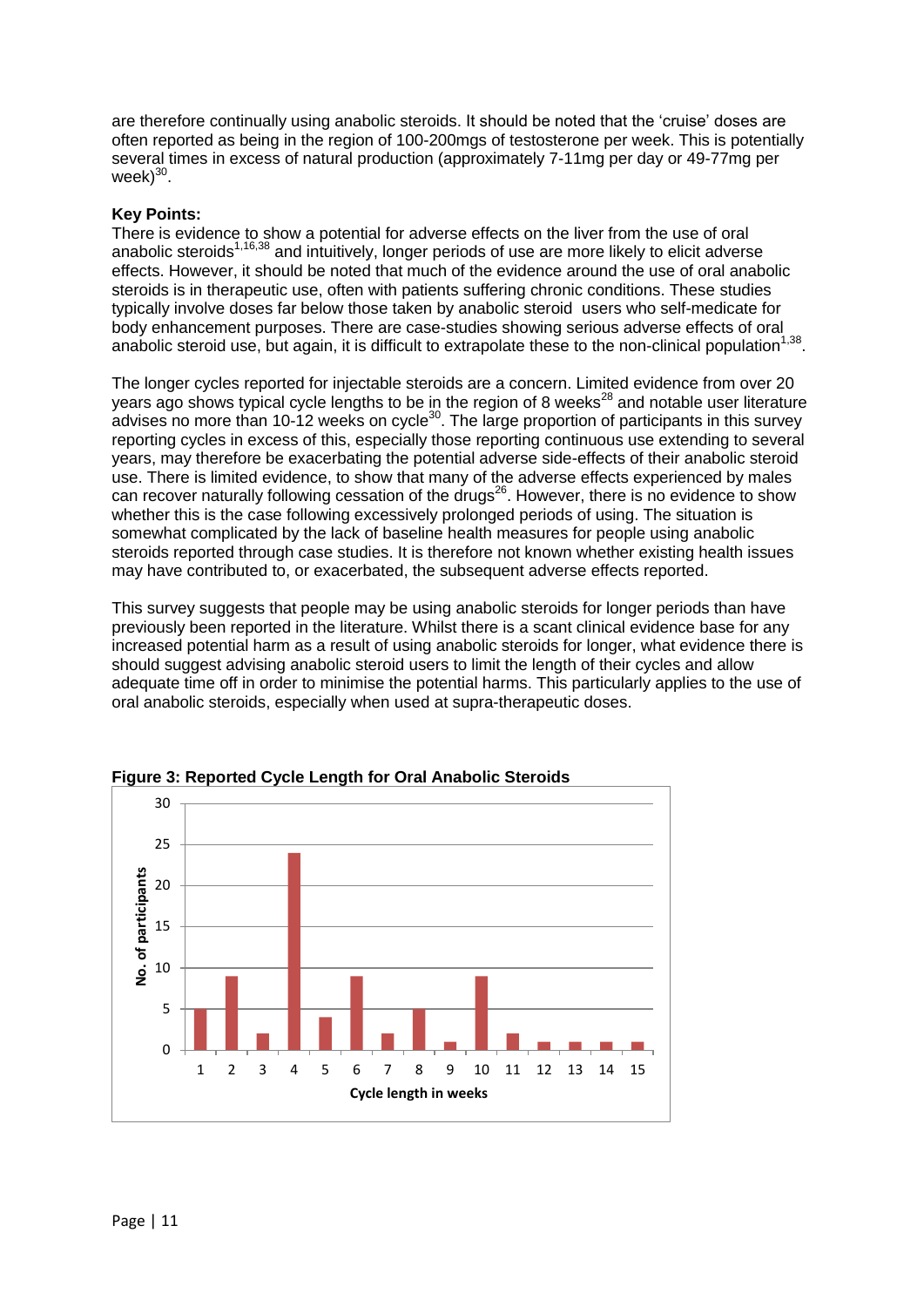are therefore continually using anabolic steroids. It should be noted that the 'cruise' doses are often reported as being in the region of 100-200mgs of testosterone per week. This is potentially several times in excess of natural production (approximately 7-11mg per day or 49-77mg per week)[30].

**Key Points:**

There is evidence to show a potential for adverse effects on the liver from the use of oral anabolic steroids[1,16,38] and intuitively, longer periods of use are more likely to elicit adverse effects. However, it should be noted that much of the evidence around the use of oral anabolic steroids is in therapeutic use, often with patients suffering chronic conditions. These studies typically involve doses far below those taken by anabolic steroid users who self-medicate for body enhancement purposes. There are case-studies showing serious adverse effects of oral anabolic steroid use, but again, it is difficult to extrapolate these to the non-clinical population[1,38].

The longer cycles reported for injectable steroids are a concern. Limited evidence from over 20 years ago shows typical cycle lengths to be in the region of 8 weeks[28] and notable user literature advises no more than 10-12 weeks on cycle[30]. The large proportion of participants in this survey reporting cycles in excess of this, especially those reporting continuous use extending to several years, may therefore be exacerbating the potential adverse side-effects of their anabolic steroid use. There is limited evidence, to show that many of the adverse effects experienced by males can recover naturally following cessation of the drugs[26]. However, there is no evidence to show whether this is the case following excessively prolonged periods of using. The situation is somewhat complicated by the lack of baseline health measures for people using anabolic steroids reported through case studies. It is therefore not known whether existing health issues may have contributed to, or exacerbated, the subsequent adverse effects reported.

This survey suggests that people may be using anabolic steroids for longer periods than have previously been reported in the literature. Whilst there is a scant clinical evidence base for any increased potential harm as a result of using anabolic steroids for longer, what evidence there is should suggest advising anabolic steroid users to limit the length of their cycles and allow adequate time off in order to minimise the potential harms. This particularly applies to the use of oral anabolic steroids, especially when used at supra-therapeutic doses.

**Figure 3: Reported Cycle Length for Oral Anabolic Steroids**

No. of participants

30
25
20
15
10
5
0

1 2 3 4 5 6 7 8 9 10 11 12 13 14 15

Cycle length in weeks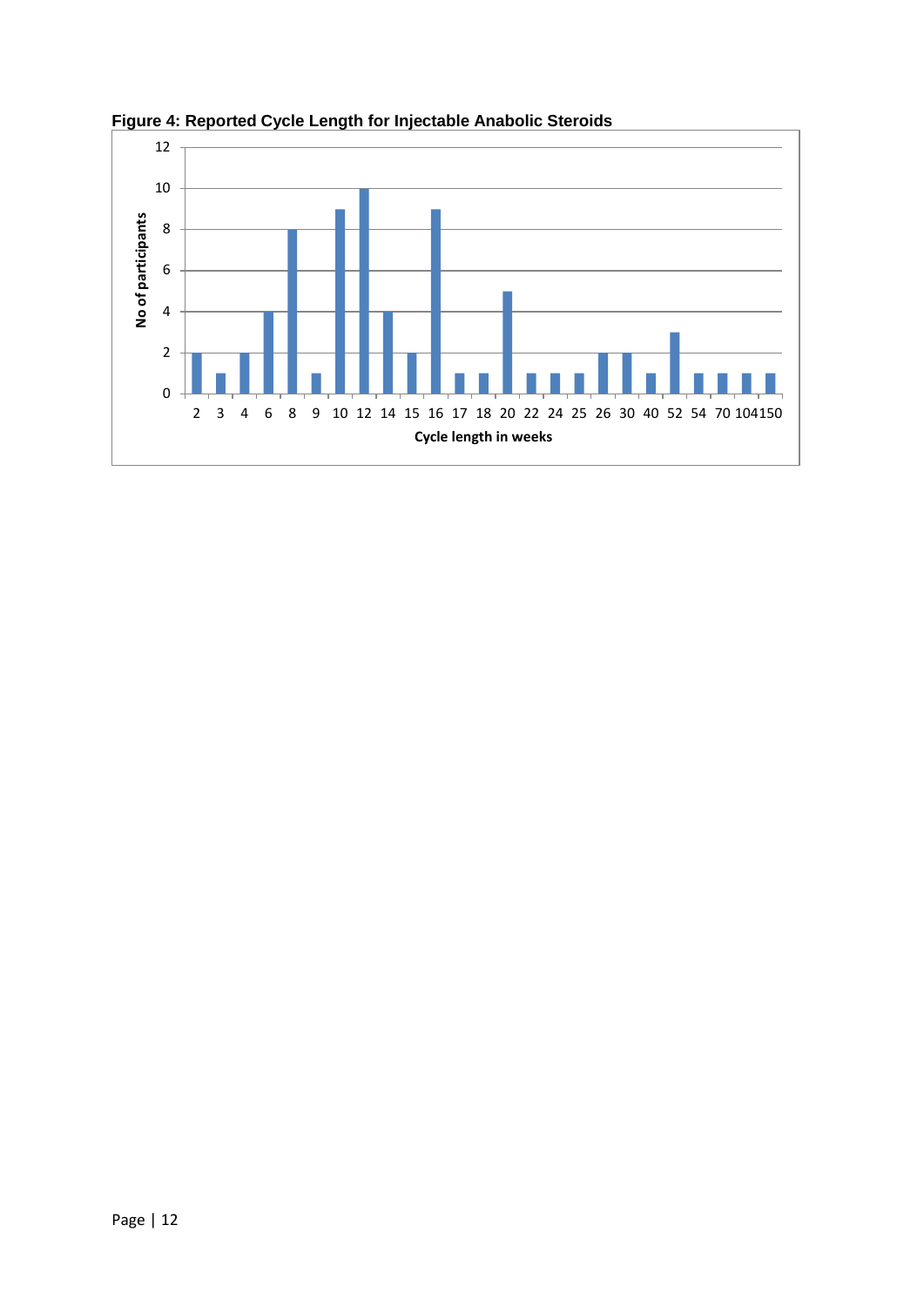**Figure 4: Reported Cycle Length for Injectable Anabolic Steroids**

12
10
8
6
4
2
0

No of participants

2 3 4 6 8 9 10 12 14 15 16 17 18 20 22 24 25 26 30 40 52 54 70 104 150

Cycle length in weeks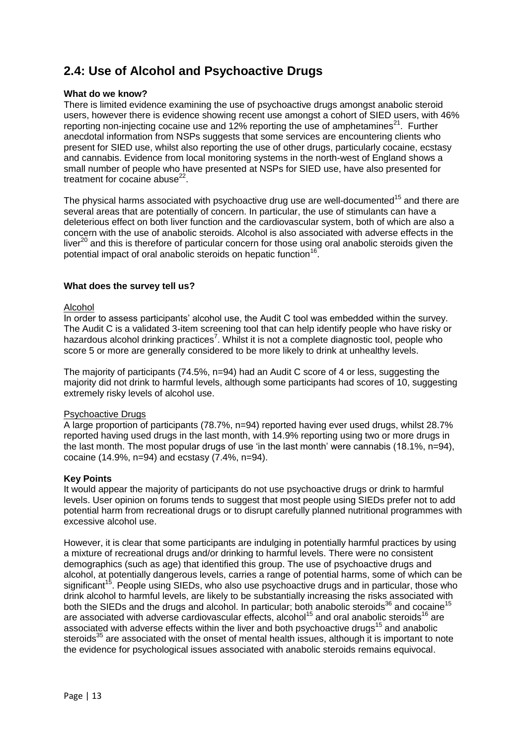## 2.4: Use of Alcohol and Psychoactive Drugs

**What do we know?**

There is limited evidence examining the use of psychoactive drugs amongst anabolic steroid users, however there is evidence showing recent use amongst a cohort of SIED users, with 46% reporting non-injecting cocaine use and 12% reporting the use of amphetamines[21]. Further anecdotal information from NSPs suggests that some services are encountering clients who present for SIED use, whilst also reporting the use of other drugs, particularly cocaine, ecstasy and cannabis. Evidence from local monitoring systems in the north-west of England shows a small number of people who have presented at NSPs for SIED use, have also presented for treatment for cocaine abuse[22].

The physical harms associated with psychoactive drug use are well-documented[15] and there are several areas that are potentially of concern. In particular, the use of stimulants can have a deleterious effect on both liver function and the cardiovascular system, both of which are also a concern with the use of anabolic steroids. Alcohol is also associated with adverse effects in the liver[20] and this is therefore of particular concern for those using oral anabolic steroids given the potential impact of oral anabolic steroids on hepatic function[16].

**What does the survey tell us?**

Alcohol

In order to assess participants' alcohol use, the Audit C tool was embedded within the survey. The Audit C is a validated 3-item screening tool that can help identify people who have risky or hazardous alcohol drinking practices[7]. Whilst it is not a complete diagnostic tool, people who score 5 or more are generally considered to be more likely to drink at unhealthy levels.

The majority of participants (74.5%, n=94) had an Audit C score of 4 or less, suggesting the majority did not drink to harmful levels, although some participants had scores of 10, suggesting extremely risky levels of alcohol use.

Psychoactive Drugs

A large proportion of participants (78.7%, n=94) reported having ever used drugs, whilst 28.7% reported having used drugs in the last month, with 14.9% reporting using two or more drugs in the last month. The most popular drugs of use 'in the last month' were cannabis (18.1%, n=94), cocaine (14.9%, n=94) and ecstasy (7.4%, n=94).

**Key Points**

It would appear the majority of participants do not use psychoactive drugs or drink to harmful levels. User opinion on forums tends to suggest that most people using SIEDs prefer not to add potential harm from recreational drugs or to disrupt carefully planned nutritional programmes with excessive alcohol use.

However, it is clear that some participants are indulging in potentially harmful practices by using a mixture of recreational drugs and/or drinking to harmful levels. There were no consistent demographics (such as age) that identified this group. The use of psychoactive drugs and alcohol, at potentially dangerous levels, carries a range of potential harms, some of which can be significant[15]. People using SIEDs, who also use psychoactive drugs and in particular, those who drink alcohol to harmful levels, are likely to be substantially increasing the risks associated with both the SIEDs and the drugs and alcohol. In particular; both anabolic steroids[36] and cocaine[15] are associated with adverse cardiovascular effects, alcohol[15] and oral anabolic steroids[16] are associated with adverse effects within the liver and both psychoactive drugs[15] and anabolic steroids[35] are associated with the onset of mental health issues, although it is important to note the evidence for psychological issues associated with anabolic steroids remains equivocal.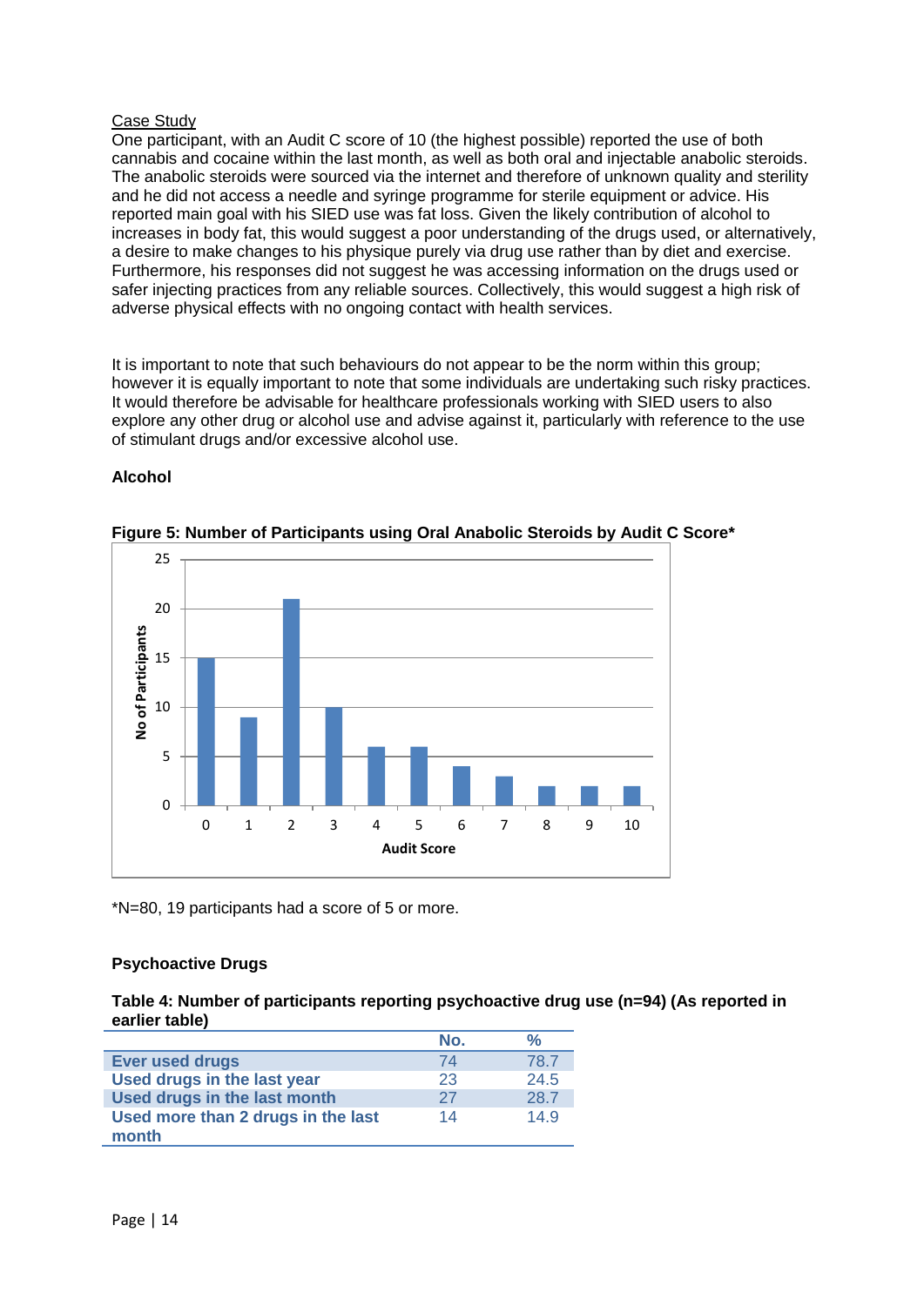Case Study

One participant, with an Audit C score of 10 (the highest possible) reported the use of both cannabis and cocaine within the last month, as well as both oral and injectable anabolic steroids. The anabolic steroids were sourced via the internet and therefore of unknown quality and sterility and he did not access a needle and syringe programme for sterile equipment or advice. His reported main goal with his SIED use was fat loss. Given the likely contribution of alcohol to increases in body fat, this would suggest a poor understanding of the drugs used, or alternatively, a desire to make changes to his physique purely via drug use rather than by diet and exercise. Furthermore, his responses did not suggest he was accessing information on the drugs used or safer injecting practices from any reliable sources. Collectively, this would suggest a high risk of adverse physical effects with no ongoing contact with health services.

It is important to note that such behaviours do not appear to be the norm within this group; however it is equally important to note that some individuals are undertaking such risky practices. It would therefore be advisable for healthcare professionals working with SIED users to also explore any other drug or alcohol use and advise against it, particularly with reference to the use of stimulant drugs and/or excessive alcohol use.

**Alcohol**

**Figure 5: Number of Participants using Oral Anabolic Steroids by Audit C Score***

No of Participants

25
20
15
10
5
0

0 1 2 3 4 5 6 7 8 9 10

Audit Score

*N=80, 19 participants had a score of 5 or more.

**Psychoactive Drugs**

**Table 4: Number of participants reporting psychoactive drug use (n=94) (As reported in earlier table)**

| | No. | % |
|---|---|---|
| Ever used drugs | 74 | 78.7 |
| Used drugs in the last year | 23 | 24.5 |
| Used drugs in the last month | 27 | 28.7 |
| Used more than 2 drugs in the last month | 14 | 14.9 |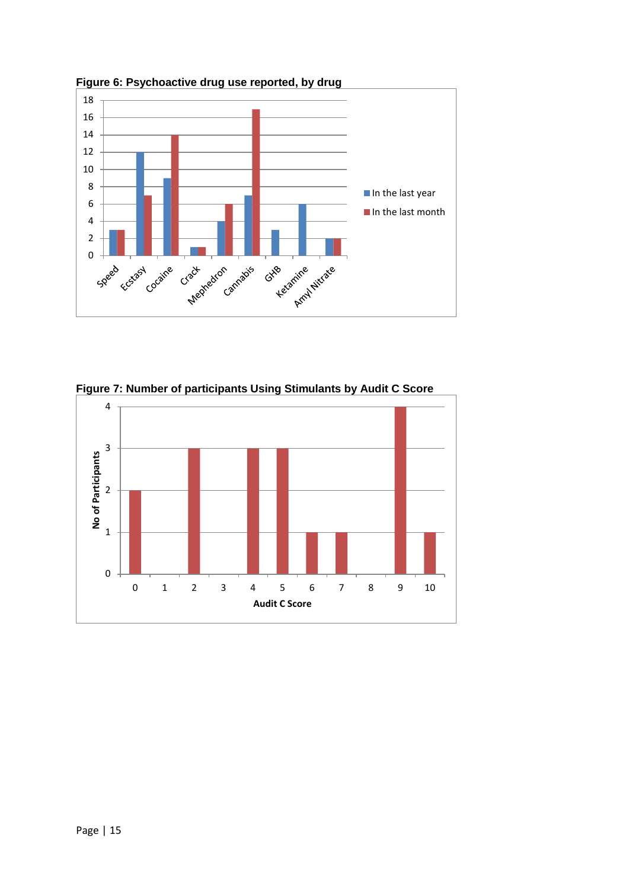**Figure 6: Psychoactive drug use reported, by drug**

18
16
14
12
10
8
6
4
2
0

Speed
Ecstasy
Cocaine
Crack
Mephedron
Cannabis
GHB
Ketamine
Amyl Nitrate

In the last year
In the last month

**Figure 7: Number of participants Using Stimulants by Audit C Score**

No of Participants

4
3
2
1
0

0
1
2
3
4
5
6
7
8
9
10

Audit C Score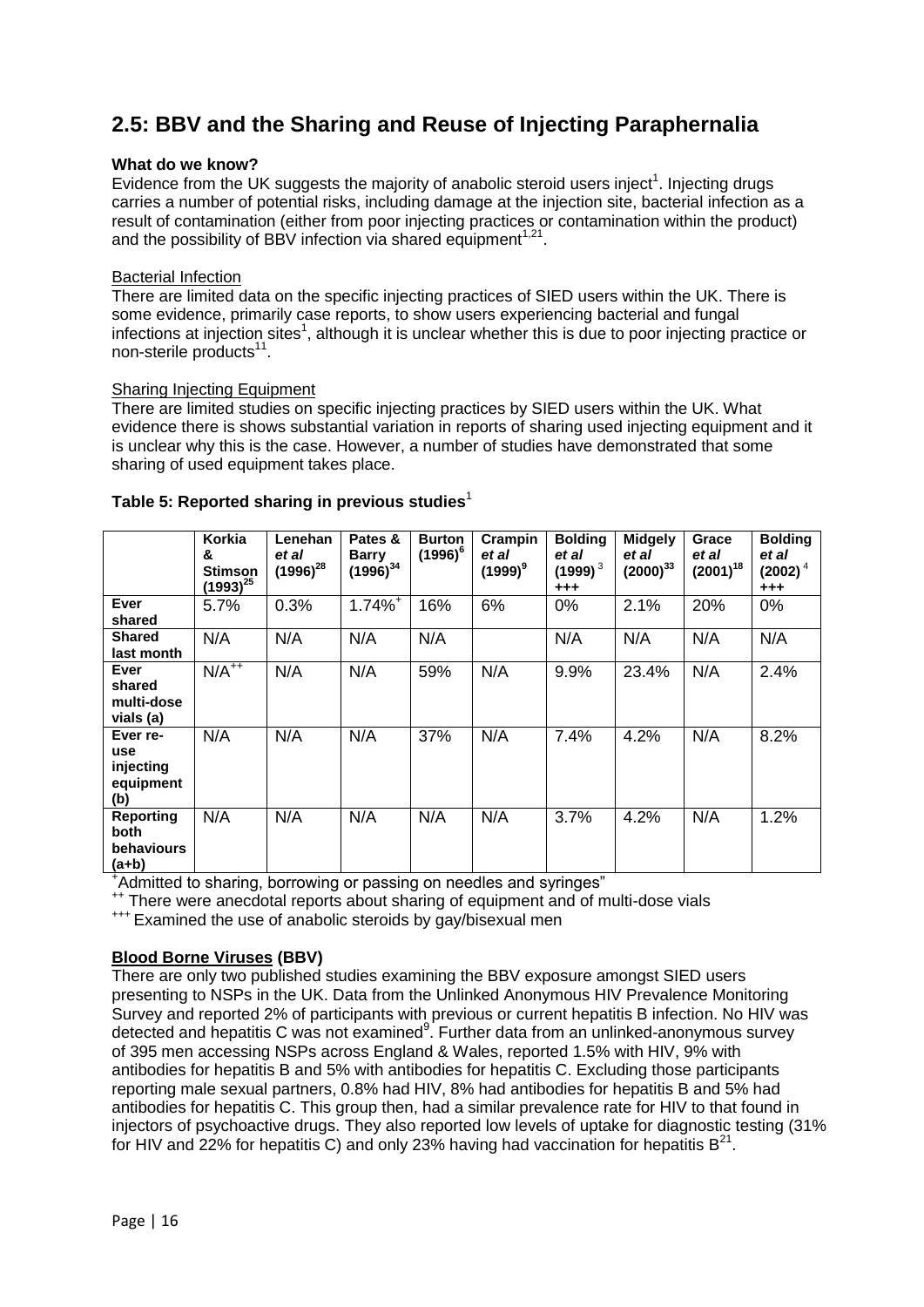## 2.5: BBV and the Sharing and Reuse of Injecting Paraphernalia

**What do we know?**

Evidence from the UK suggests the majority of anabolic steroid users inject[1]. Injecting drugs carries a number of potential risks, including damage at the injection site, bacterial infection as a result of contamination (either from poor injecting practices or contamination within the product) and the possibility of BBV infection via shared equipment[1,21].

Bacterial Infection

There are limited data on the specific injecting practices of SIED users within the UK. There is some evidence, primarily case reports, to show users experiencing bacterial and fungal infections at injection sites[1], although it is unclear whether this is due to poor injecting practice or non-sterile products[11].

Sharing Injecting Equipment

There are limited studies on specific injecting practices by SIED users within the UK. What evidence there is shows substantial variation in reports of sharing used injecting equipment and it is unclear why this is the case. However, a number of studies have demonstrated that some sharing of used equipment takes place.

**Table 5: Reported sharing in previous studies**[1]

| | **Korkia & Stimson (1993)[25]** | **Lenehan *et al* (1996)[28]** | **Pates & Barry (1996)[34]** | **Burton (1996)[6]** | **Crampin *et al* (1999)[9]** | **Bolding *et al* (1999)[3] +++** | **Midgely *et al* (2000)[33]** | **Grace *et al* (2001)[18]** | **Bolding *et al* (2002)[4] +++** |
|---|---|---|---|---|---|---|---|---|---|
| **Ever shared** | 5.7% | 0.3% | 1.74%[+] | 16% | 6% | 0% | 2.1% | 20% | 0% |
| **Shared last month** | N/A | N/A | N/A | N/A | | N/A | N/A | N/A | N/A |
| **Ever shared multi-dose vials (a)** | N/A[++] | N/A | N/A | 59% | N/A | 9.9% | 23.4% | N/A | 2.4% |
| **Ever re-use injecting equipment (b)** | N/A | N/A | N/A | 37% | N/A | 7.4% | 4.2% | N/A | 8.2% |
| **Reporting both behaviours (a+b)** | N/A | N/A | N/A | N/A | N/A | 3.7% | 4.2% | N/A | 1.2% |

[+]Admitted to sharing, borrowing or passing on needles and syringes"

[++] There were anecdotal reports about sharing of equipment and of multi-dose vials

[+++] Examined the use of anabolic steroids by gay/bisexual men

**Blood Borne Viruses (BBV)**

There are only two published studies examining the BBV exposure amongst SIED users presenting to NSPs in the UK. Data from the Unlinked Anonymous HIV Prevalence Monitoring Survey and reported 2% of participants with previous or current hepatitis B infection. No HIV was detected and hepatitis C was not examined[9]. Further data from an unlinked-anonymous survey of 395 men accessing NSPs across England & Wales, reported 1.5% with HIV, 9% with antibodies for hepatitis B and 5% with antibodies for hepatitis C. Excluding those participants reporting male sexual partners, 0.8% had HIV, 8% had antibodies for hepatitis B and 5% had antibodies for hepatitis C. This group then, had a similar prevalence rate for HIV to that found in injectors of psychoactive drugs. They also reported low levels of uptake for diagnostic testing (31% for HIV and 22% for hepatitis C) and only 23% having had vaccination for hepatitis B[21].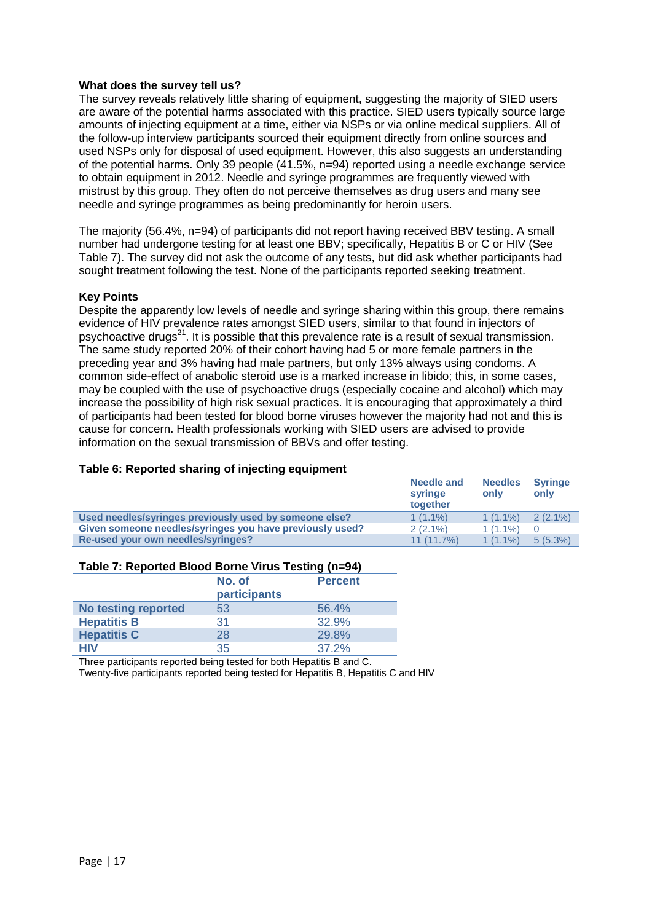### What does the survey tell us?

The survey reveals relatively little sharing of equipment, suggesting the majority of SIED users are aware of the potential harms associated with this practice. SIED users typically source large amounts of injecting equipment at a time, either via NSPs or via online medical suppliers. All of the follow-up interview participants sourced their equipment directly from online sources and used NSPs only for disposal of used equipment. However, this also suggests an understanding of the potential harms. Only 39 people (41.5%, n=94) reported using a needle exchange service to obtain equipment in 2012. Needle and syringe programmes are frequently viewed with mistrust by this group. They often do not perceive themselves as drug users and many see needle and syringe programmes as being predominantly for heroin users.

The majority (56.4%, n=94) of participants did not report having received BBV testing. A small number had undergone testing for at least one BBV; specifically, Hepatitis B or C or HIV (See Table 7). The survey did not ask the outcome of any tests, but did ask whether participants had sought treatment following the test. None of the participants reported seeking treatment.

### Key Points

Despite the apparently low levels of needle and syringe sharing within this group, there remains evidence of HIV prevalence rates amongst SIED users, similar to that found in injectors of psychoactive drugs[21]. It is possible that this prevalence rate is a result of sexual transmission. The same study reported 20% of their cohort having had 5 or more female partners in the preceding year and 3% having had male partners, but only 13% always using condoms. A common side-effect of anabolic steroid use is a marked increase in libido; this, in some cases, may be coupled with the use of psychoactive drugs (especially cocaine and alcohol) which may increase the possibility of high risk sexual practices. It is encouraging that approximately a third of participants had been tested for blood borne viruses however the majority had not and this is cause for concern. Health professionals working with SIED users are advised to provide information on the sexual transmission of BBVs and offer testing.

**Table 6: Reported sharing of injecting equipment**

| | Needle and syringe together | Needles only | Syringe only |
|---|---|---|---|
| **Used needles/syringes previously used by someone else?** | 1 (1.1%) | 1 (1.1%) | 2 (2.1%) |
| **Given someone needles/syringes you have previously used?** | 2 (2.1%) | 1 (1.1%) | 0 |
| **Re-used your own needles/syringes?** | 11 (11.7%) | 1 (1.1%) | 5 (5.3%) |

**Table 7: Reported Blood Borne Virus Testing (n=94)**

| | No. of participants | Percent |
|---|---|---|
| **No testing reported** | 53 | 56.4% |
| **Hepatitis B** | 31 | 32.9% |
| **Hepatitis C** | 28 | 29.8% |
| **HIV** | 35 | 37.2% |

Three participants reported being tested for both Hepatitis B and C.
Twenty-five participants reported being tested for Hepatitis B, Hepatitis C and HIV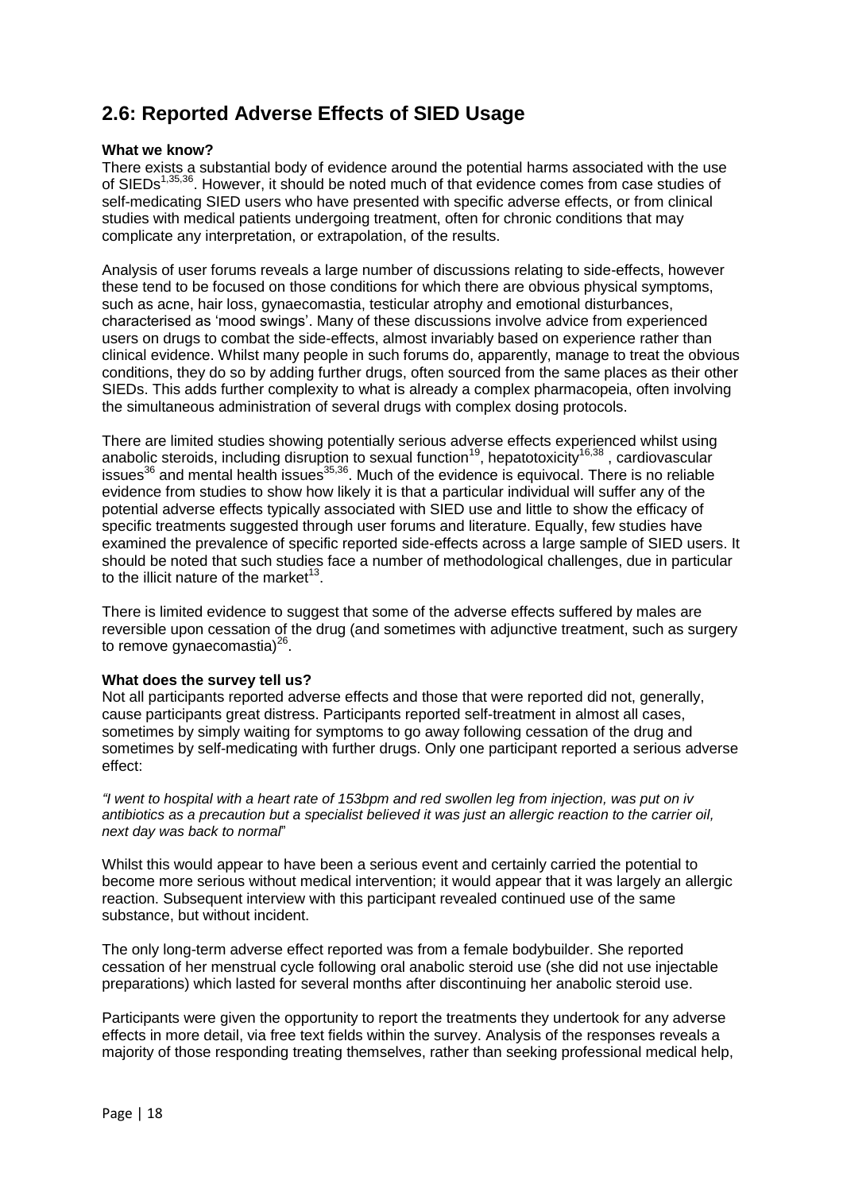## 2.6: Reported Adverse Effects of SIED Usage

**What we know?**

There exists a substantial body of evidence around the potential harms associated with the use of SIEDs[1,35,36]. However, it should be noted much of that evidence comes from case studies of self-medicating SIED users who have presented with specific adverse effects, or from clinical studies with medical patients undergoing treatment, often for chronic conditions that may complicate any interpretation, or extrapolation, of the results.

Analysis of user forums reveals a large number of discussions relating to side-effects, however these tend to be focused on those conditions for which there are obvious physical symptoms, such as acne, hair loss, gynaecomastia, testicular atrophy and emotional disturbances, characterised as 'mood swings'. Many of these discussions involve advice from experienced users on drugs to combat the side-effects, almost invariably based on experience rather than clinical evidence. Whilst many people in such forums do, apparently, manage to treat the obvious conditions, they do so by adding further drugs, often sourced from the same places as their other SIEDs. This adds further complexity to what is already a complex pharmacopeia, often involving the simultaneous administration of several drugs with complex dosing protocols.

There are limited studies showing potentially serious adverse effects experienced whilst using anabolic steroids, including disruption to sexual function[19], hepatotoxicity[16,38], cardiovascular issues[36] and mental health issues[35,36]. Much of the evidence is equivocal. There is no reliable evidence from studies to show how likely it is that a particular individual will suffer any of the potential adverse effects typically associated with SIED use and little to show the efficacy of specific treatments suggested through user forums and literature. Equally, few studies have examined the prevalence of specific reported side-effects across a large sample of SIED users. It should be noted that such studies face a number of methodological challenges, due in particular to the illicit nature of the market[13].

There is limited evidence to suggest that some of the adverse effects suffered by males are reversible upon cessation of the drug (and sometimes with adjunctive treatment, such as surgery to remove gynaecomastia)[26].

**What does the survey tell us?**

Not all participants reported adverse effects and those that were reported did not, generally, cause participants great distress. Participants reported self-treatment in almost all cases, sometimes by simply waiting for symptoms to go away following cessation of the drug and sometimes by self-medicating with further drugs. Only one participant reported a serious adverse effect:

*"I went to hospital with a heart rate of 153bpm and red swollen leg from injection, was put on iv antibiotics as a precaution but a specialist believed it was just an allergic reaction to the carrier oil, next day was back to normal"*

Whilst this would appear to have been a serious event and certainly carried the potential to become more serious without medical intervention; it would appear that it was largely an allergic reaction. Subsequent interview with this participant revealed continued use of the same substance, but without incident.

The only long-term adverse effect reported was from a female bodybuilder. She reported cessation of her menstrual cycle following oral anabolic steroid use (she did not use injectable preparations) which lasted for several months after discontinuing her anabolic steroid use.

Participants were given the opportunity to report the treatments they undertook for any adverse effects in more detail, via free text fields within the survey. Analysis of the responses reveals a majority of those responding treating themselves, rather than seeking professional medical help,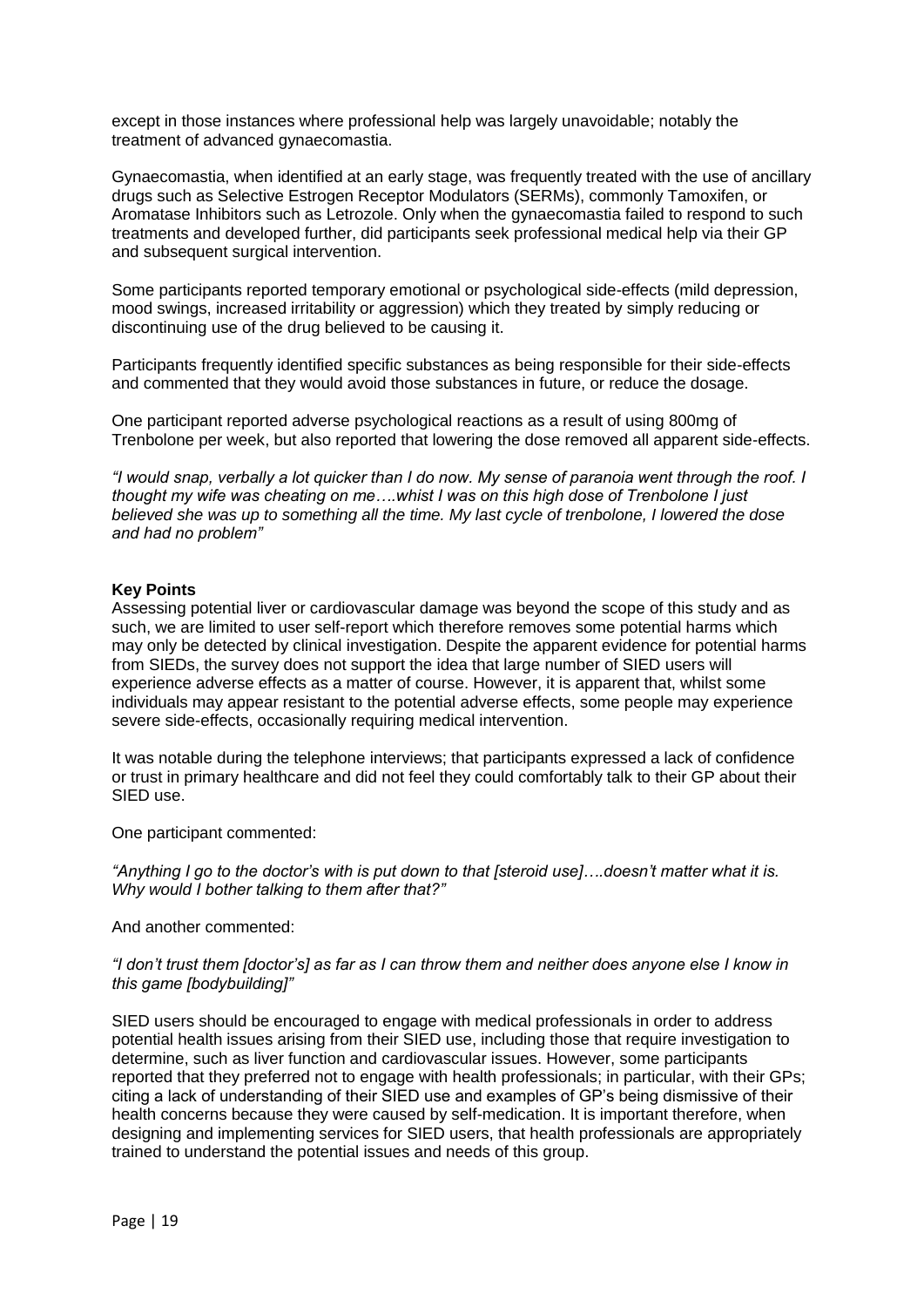except in those instances where professional help was largely unavoidable; notably the treatment of advanced gynaecomastia.

Gynaecomastia, when identified at an early stage, was frequently treated with the use of ancillary drugs such as Selective Estrogen Receptor Modulators (SERMs), commonly Tamoxifen, or Aromatase Inhibitors such as Letrozole. Only when the gynaecomastia failed to respond to such treatments and developed further, did participants seek professional medical help via their GP and subsequent surgical intervention.

Some participants reported temporary emotional or psychological side-effects (mild depression, mood swings, increased irritability or aggression) which they treated by simply reducing or discontinuing use of the drug believed to be causing it.

Participants frequently identified specific substances as being responsible for their side-effects and commented that they would avoid those substances in future, or reduce the dosage.

One participant reported adverse psychological reactions as a result of using 800mg of Trenbolone per week, but also reported that lowering the dose removed all apparent side-effects.

*"I would snap, verbally a lot quicker than I do now. My sense of paranoia went through the roof. I thought my wife was cheating on me….whist I was on this high dose of Trenbolone I just believed she was up to something all the time. My last cycle of trenbolone, I lowered the dose and had no problem"*

**Key Points**

Assessing potential liver or cardiovascular damage was beyond the scope of this study and as such, we are limited to user self-report which therefore removes some potential harms which may only be detected by clinical investigation. Despite the apparent evidence for potential harms from SIEDs, the survey does not support the idea that large number of SIED users will experience adverse effects as a matter of course. However, it is apparent that, whilst some individuals may appear resistant to the potential adverse effects, some people may experience severe side-effects, occasionally requiring medical intervention.

It was notable during the telephone interviews; that participants expressed a lack of confidence or trust in primary healthcare and did not feel they could comfortably talk to their GP about their SIED use.

One participant commented:

*"Anything I go to the doctor's with is put down to that [steroid use]….doesn't matter what it is. Why would I bother talking to them after that?"*

And another commented:

*"I don't trust them [doctor's] as far as I can throw them and neither does anyone else I know in this game [bodybuilding]"*

SIED users should be encouraged to engage with medical professionals in order to address potential health issues arising from their SIED use, including those that require investigation to determine, such as liver function and cardiovascular issues. However, some participants reported that they preferred not to engage with health professionals; in particular, with their GPs; citing a lack of understanding of their SIED use and examples of GP's being dismissive of their health concerns because they were caused by self-medication. It is important therefore, when designing and implementing services for SIED users, that health professionals are appropriately trained to understand the potential issues and needs of this group.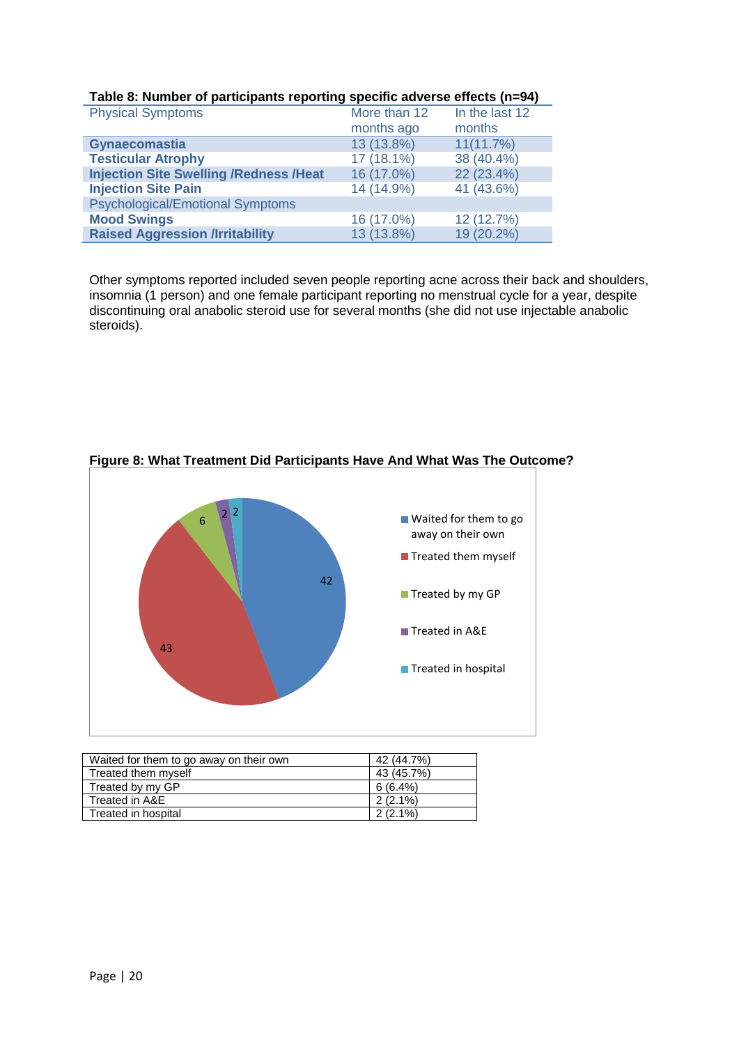**Table 8: Number of participants reporting specific adverse effects (n=94)**

| Physical Symptoms | More than 12 months ago | In the last 12 months |
|---|---|---|
| **Gynaecomastia** | 13 (13.8%) | 11(11.7%) |
| **Testicular Atrophy** | 17 (18.1%) | 38 (40.4%) |
| **Injection Site Swelling /Redness /Heat** | 16 (17.0%) | 22 (23.4%) |
| **Injection Site Pain** | 14 (14.9%) | 41 (43.6%) |
| Psychological/Emotional Symptoms | | |
| **Mood Swings** | 16 (17.0%) | 12 (12.7%) |
| **Raised Aggression /Irritability** | 13 (13.8%) | 19 (20.2%) |

Other symptoms reported included seven people reporting acne across their back and shoulders, insomnia (1 person) and one female participant reporting no menstrual cycle for a year, despite discontinuing oral anabolic steroid use for several months (she did not use injectable anabolic steroids).

**Figure 8: What Treatment Did Participants Have And What Was The Outcome?**

42
43
6
2
2

Waited for them to go away on their own
Treated them myself
Treated by my GP
Treated in A&E
Treated in hospital

| | |
|---|---|
| Waited for them to go away on their own | 42 (44.7%) |
| Treated them myself | 43 (45.7%) |
| Treated by my GP | 6 (6.4%) |
| Treated in A&E | 2 (2.1%) |
| Treated in hospital | 2 (2.1%) |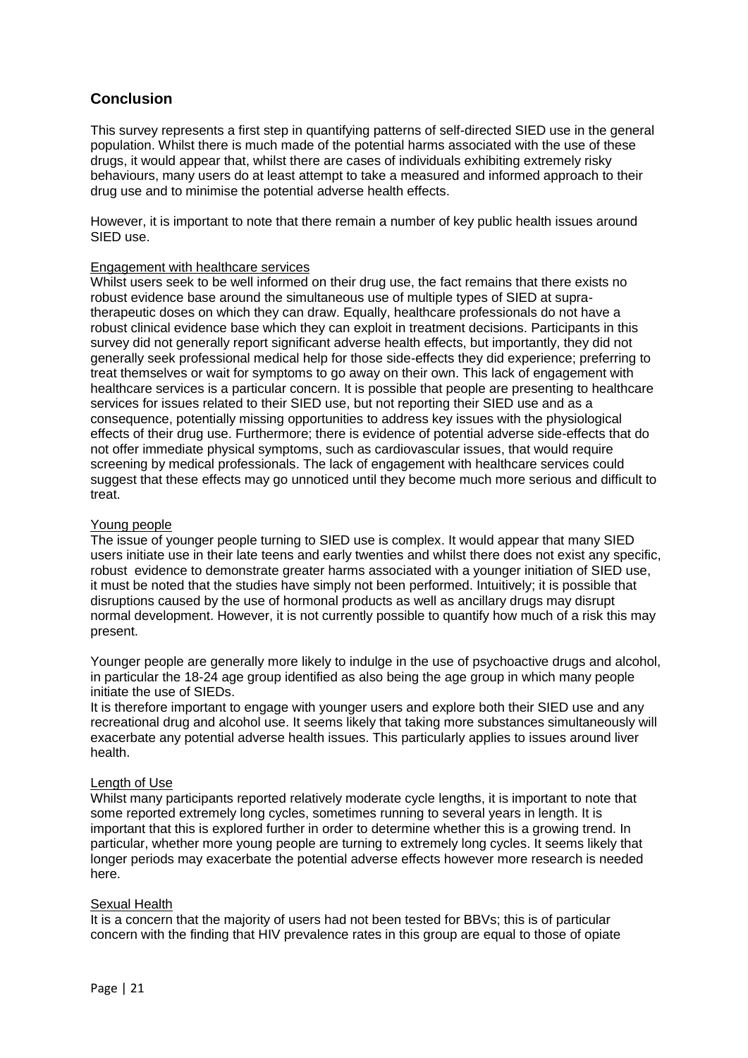## Conclusion

This survey represents a first step in quantifying patterns of self-directed SIED use in the general population. Whilst there is much made of the potential harms associated with the use of these drugs, it would appear that, whilst there are cases of individuals exhibiting extremely risky behaviours, many users do at least attempt to take a measured and informed approach to their drug use and to minimise the potential adverse health effects.

However, it is important to note that there remain a number of key public health issues around SIED use.

Engagement with healthcare services

Whilst users seek to be well informed on their drug use, the fact remains that there exists no robust evidence base around the simultaneous use of multiple types of SIED at supra-therapeutic doses on which they can draw. Equally, healthcare professionals do not have a robust clinical evidence base which they can exploit in treatment decisions. Participants in this survey did not generally report significant adverse health effects, but importantly, they did not generally seek professional medical help for those side-effects they did experience; preferring to treat themselves or wait for symptoms to go away on their own. This lack of engagement with healthcare services is a particular concern. It is possible that people are presenting to healthcare services for issues related to their SIED use, but not reporting their SIED use and as a consequence, potentially missing opportunities to address key issues with the physiological effects of their drug use. Furthermore; there is evidence of potential adverse side-effects that do not offer immediate physical symptoms, such as cardiovascular issues, that would require screening by medical professionals. The lack of engagement with healthcare services could suggest that these effects may go unnoticed until they become much more serious and difficult to treat.

Young people

The issue of younger people turning to SIED use is complex. It would appear that many SIED users initiate use in their late teens and early twenties and whilst there does not exist any specific, robust evidence to demonstrate greater harms associated with a younger initiation of SIED use, it must be noted that the studies have simply not been performed. Intuitively; it is possible that disruptions caused by the use of hormonal products as well as ancillary drugs may disrupt normal development. However, it is not currently possible to quantify how much of a risk this may present.

Younger people are generally more likely to indulge in the use of psychoactive drugs and alcohol, in particular the 18-24 age group identified as also being the age group in which many people initiate the use of SIEDs.

It is therefore important to engage with younger users and explore both their SIED use and any recreational drug and alcohol use. It seems likely that taking more substances simultaneously will exacerbate any potential adverse health issues. This particularly applies to issues around liver health.

Length of Use

Whilst many participants reported relatively moderate cycle lengths, it is important to note that some reported extremely long cycles, sometimes running to several years in length. It is important that this is explored further in order to determine whether this is a growing trend. In particular, whether more young people are turning to extremely long cycles. It seems likely that longer periods may exacerbate the potential adverse effects however more research is needed here.

Sexual Health

It is a concern that the majority of users had not been tested for BBVs; this is of particular concern with the finding that HIV prevalence rates in this group are equal to those of opiate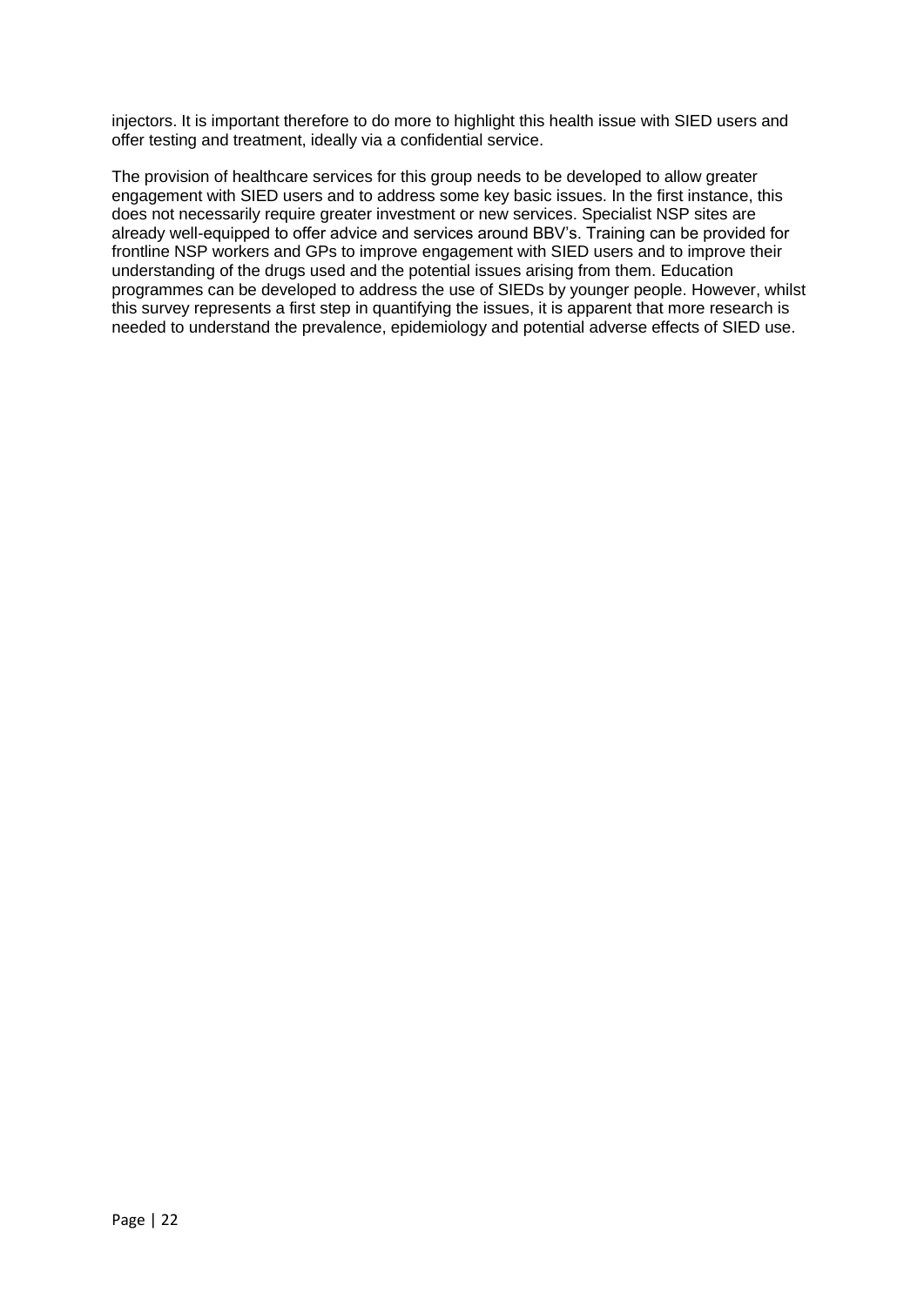injectors. It is important therefore to do more to highlight this health issue with SIED users and offer testing and treatment, ideally via a confidential service.

The provision of healthcare services for this group needs to be developed to allow greater engagement with SIED users and to address some key basic issues. In the first instance, this does not necessarily require greater investment or new services. Specialist NSP sites are already well-equipped to offer advice and services around BBV's. Training can be provided for frontline NSP workers and GPs to improve engagement with SIED users and to improve their understanding of the drugs used and the potential issues arising from them. Education programmes can be developed to address the use of SIEDs by younger people. However, whilst this survey represents a first step in quantifying the issues, it is apparent that more research is needed to understand the prevalence, epidemiology and potential adverse effects of SIED use.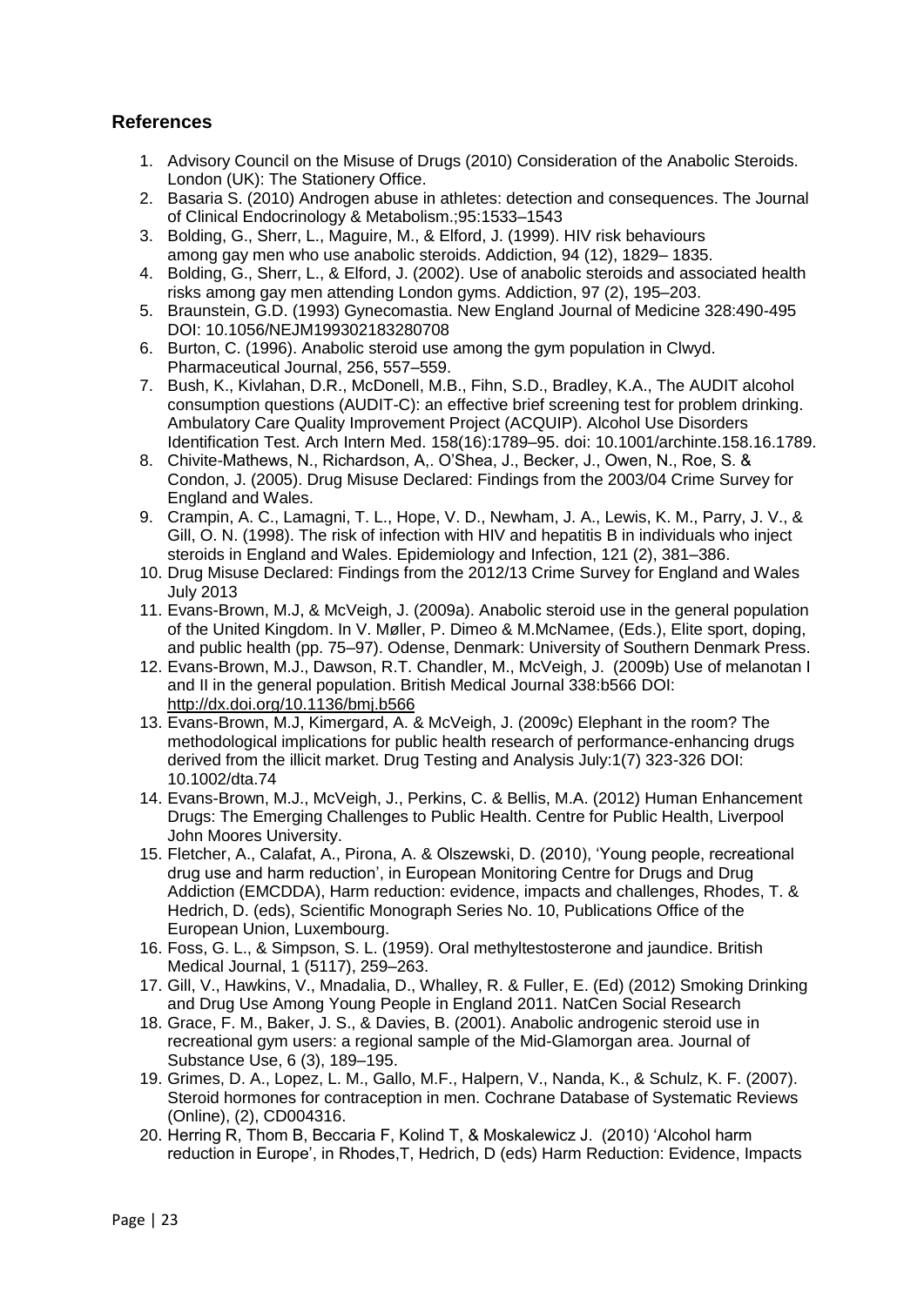## References

1. Advisory Council on the Misuse of Drugs (2010) Consideration of the Anabolic Steroids. London (UK): The Stationery Office.
2. Basaria S. (2010) Androgen abuse in athletes: detection and consequences. The Journal of Clinical Endocrinology & Metabolism.;95:1533–1543
3. Bolding, G., Sherr, L., Maguire, M., & Elford, J. (1999). HIV risk behaviours among gay men who use anabolic steroids. Addiction, 94 (12), 1829– 1835.
4. Bolding, G., Sherr, L., & Elford, J. (2002). Use of anabolic steroids and associated health risks among gay men attending London gyms. Addiction, 97 (2), 195–203.
5. Braunstein, G.D. (1993) Gynecomastia. New England Journal of Medicine 328:490-495 DOI: 10.1056/NEJM199302183280708
6. Burton, C. (1996). Anabolic steroid use among the gym population in Clwyd. Pharmaceutical Journal, 256, 557–559.
7. Bush, K., Kivlahan, D.R., McDonell, M.B., Fihn, S.D., Bradley, K.A., The AUDIT alcohol consumption questions (AUDIT-C): an effective brief screening test for problem drinking. Ambulatory Care Quality Improvement Project (ACQUIP). Alcohol Use Disorders Identification Test. Arch Intern Med. 158(16):1789–95. doi: 10.1001/archinte.158.16.1789.
8. Chivite-Mathews, N., Richardson, A,. O'Shea, J., Becker, J., Owen, N., Roe, S. & Condon, J. (2005). Drug Misuse Declared: Findings from the 2003/04 Crime Survey for England and Wales.
9. Crampin, A. C., Lamagni, T. L., Hope, V. D., Newham, J. A., Lewis, K. M., Parry, J. V., & Gill, O. N. (1998). The risk of infection with HIV and hepatitis B in individuals who inject steroids in England and Wales. Epidemiology and Infection, 121 (2), 381–386.
10. Drug Misuse Declared: Findings from the 2012/13 Crime Survey for England and Wales July 2013
11. Evans-Brown, M.J, & McVeigh, J. (2009a). Anabolic steroid use in the general population of the United Kingdom. In V. Møller, P. Dimeo & M.McNamee, (Eds.), Elite sport, doping, and public health (pp. 75–97). Odense, Denmark: University of Southern Denmark Press.
12. Evans-Brown, M.J., Dawson, R.T. Chandler, M., McVeigh, J. (2009b) Use of melanotan I and II in the general population. British Medical Journal 338:b566 DOI: http://dx.doi.org/10.1136/bmj.b566
13. Evans-Brown, M.J, Kimergard, A. & McVeigh, J. (2009c) Elephant in the room? The methodological implications for public health research of performance-enhancing drugs derived from the illicit market. Drug Testing and Analysis July:1(7) 323-326 DOI: 10.1002/dta.74
14. Evans-Brown, M.J., McVeigh, J., Perkins, C. & Bellis, M.A. (2012) Human Enhancement Drugs: The Emerging Challenges to Public Health. Centre for Public Health, Liverpool John Moores University.
15. Fletcher, A., Calafat, A., Pirona, A. & Olszewski, D. (2010), 'Young people, recreational drug use and harm reduction', in European Monitoring Centre for Drugs and Drug Addiction (EMCDDA), Harm reduction: evidence, impacts and challenges, Rhodes, T. & Hedrich, D. (eds), Scientific Monograph Series No. 10, Publications Office of the European Union, Luxembourg.
16. Foss, G. L., & Simpson, S. L. (1959). Oral methyltestosterone and jaundice. British Medical Journal, 1 (5117), 259–263.
17. Gill, V., Hawkins, V., Mnadalia, D., Whalley, R. & Fuller, E. (Ed) (2012) Smoking Drinking and Drug Use Among Young People in England 2011. NatCen Social Research
18. Grace, F. M., Baker, J. S., & Davies, B. (2001). Anabolic androgenic steroid use in recreational gym users: a regional sample of the Mid-Glamorgan area. Journal of Substance Use, 6 (3), 189–195.
19. Grimes, D. A., Lopez, L. M., Gallo, M.F., Halpern, V., Nanda, K., & Schulz, K. F. (2007). Steroid hormones for contraception in men. Cochrane Database of Systematic Reviews (Online), (2), CD004316.
20. Herring R, Thom B, Beccaria F, Kolind T, & Moskalewicz J. (2010) 'Alcohol harm reduction in Europe', in Rhodes,T, Hedrich, D (eds) Harm Reduction: Evidence, Impacts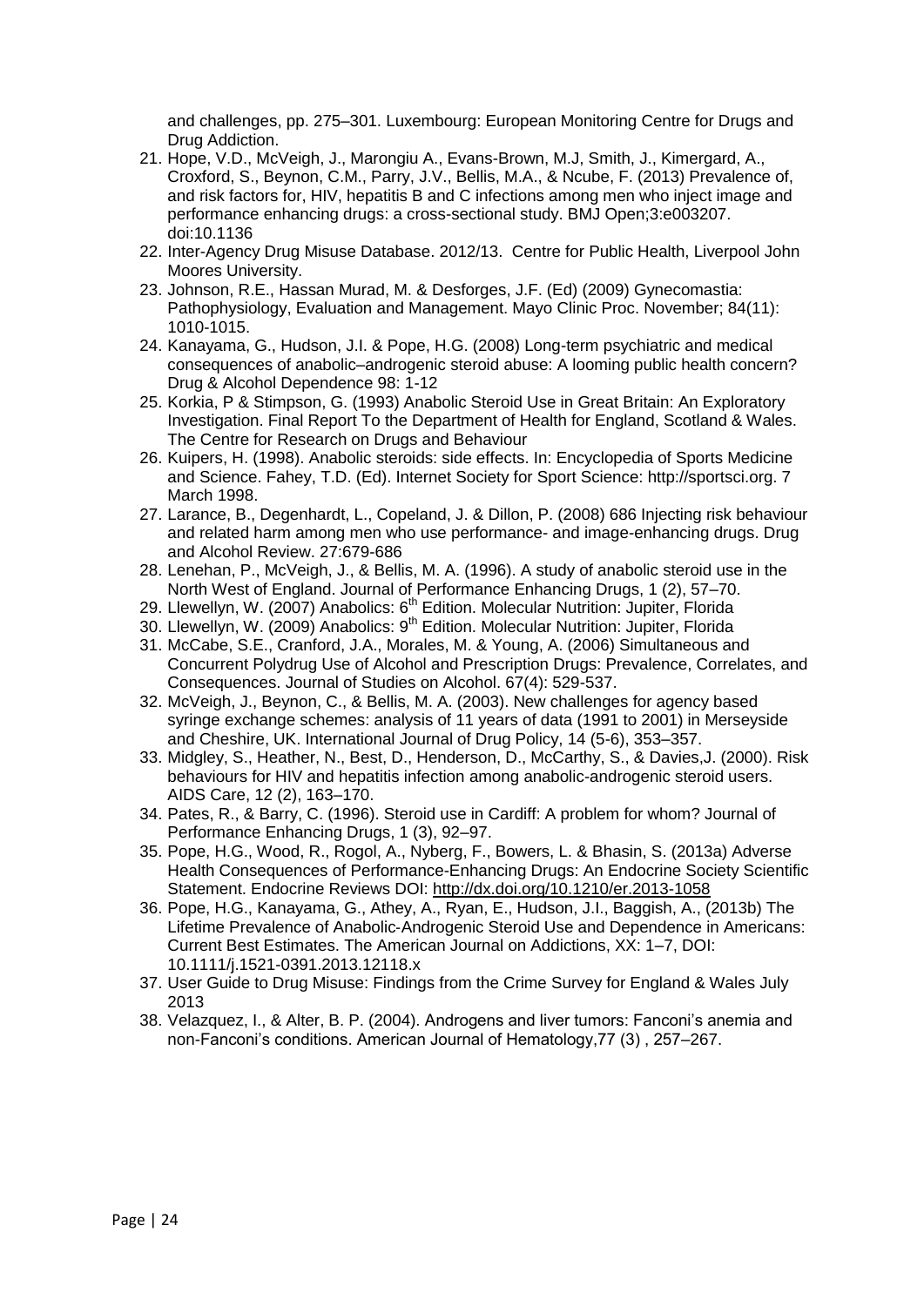and challenges, pp. 275–301. Luxembourg: European Monitoring Centre for Drugs and Drug Addiction.

21. Hope, V.D., McVeigh, J., Marongiu A., Evans-Brown, M.J, Smith, J., Kimergard, A., Croxford, S., Beynon, C.M., Parry, J.V., Bellis, M.A., & Ncube, F. (2013) Prevalence of, and risk factors for, HIV, hepatitis B and C infections among men who inject image and performance enhancing drugs: a cross-sectional study. BMJ Open;3:e003207. doi:10.1136
22. Inter-Agency Drug Misuse Database. 2012/13. Centre for Public Health, Liverpool John Moores University.
23. Johnson, R.E., Hassan Murad, M. & Desforges, J.F. (Ed) (2009) Gynecomastia: Pathophysiology, Evaluation and Management. Mayo Clinic Proc. November; 84(11): 1010-1015.
24. Kanayama, G., Hudson, J.I. & Pope, H.G. (2008) Long-term psychiatric and medical consequences of anabolic–androgenic steroid abuse: A looming public health concern? Drug & Alcohol Dependence 98: 1-12
25. Korkia, P & Stimpson, G. (1993) Anabolic Steroid Use in Great Britain: An Exploratory Investigation. Final Report To the Department of Health for England, Scotland & Wales. The Centre for Research on Drugs and Behaviour
26. Kuipers, H. (1998). Anabolic steroids: side effects. In: Encyclopedia of Sports Medicine and Science. Fahey, T.D. (Ed). Internet Society for Sport Science: http://sportsci.org. 7 March 1998.
27. Larance, B., Degenhardt, L., Copeland, J. & Dillon, P. (2008) 686 Injecting risk behaviour and related harm among men who use performance- and image-enhancing drugs. Drug and Alcohol Review. 27:679-686
28. Lenehan, P., McVeigh, J., & Bellis, M. A. (1996). A study of anabolic steroid use in the North West of England. Journal of Performance Enhancing Drugs, 1 (2), 57–70.
29. Llewellyn, W. (2007) Anabolics: 6th Edition. Molecular Nutrition: Jupiter, Florida
30. Llewellyn, W. (2009) Anabolics: 9th Edition. Molecular Nutrition: Jupiter, Florida
31. McCabe, S.E., Cranford, J.A., Morales, M. & Young, A. (2006) Simultaneous and Concurrent Polydrug Use of Alcohol and Prescription Drugs: Prevalence, Correlates, and Consequences. Journal of Studies on Alcohol. 67(4): 529-537.
32. McVeigh, J., Beynon, C., & Bellis, M. A. (2003). New challenges for agency based syringe exchange schemes: analysis of 11 years of data (1991 to 2001) in Merseyside and Cheshire, UK. International Journal of Drug Policy, 14 (5-6), 353–357.
33. Midgley, S., Heather, N., Best, D., Henderson, D., McCarthy, S., & Davies,J. (2000). Risk behaviours for HIV and hepatitis infection among anabolic-androgenic steroid users. AIDS Care, 12 (2), 163–170.
34. Pates, R., & Barry, C. (1996). Steroid use in Cardiff: A problem for whom? Journal of Performance Enhancing Drugs, 1 (3), 92–97.
35. Pope, H.G., Wood, R., Rogol, A., Nyberg, F., Bowers, L. & Bhasin, S. (2013a) Adverse Health Consequences of Performance-Enhancing Drugs: An Endocrine Society Scientific Statement. Endocrine Reviews DOI: http://dx.doi.org/10.1210/er.2013-1058
36. Pope, H.G., Kanayama, G., Athey, A., Ryan, E., Hudson, J.I., Baggish, A., (2013b) The Lifetime Prevalence of Anabolic-Androgenic Steroid Use and Dependence in Americans: Current Best Estimates. The American Journal on Addictions, XX: 1–7, DOI: 10.1111/j.1521-0391.2013.12118.x
37. User Guide to Drug Misuse: Findings from the Crime Survey for England & Wales July 2013
38. Velazquez, I., & Alter, B. P. (2004). Androgens and liver tumors: Fanconi's anemia and non-Fanconi's conditions. American Journal of Hematology,77 (3) , 257–267.